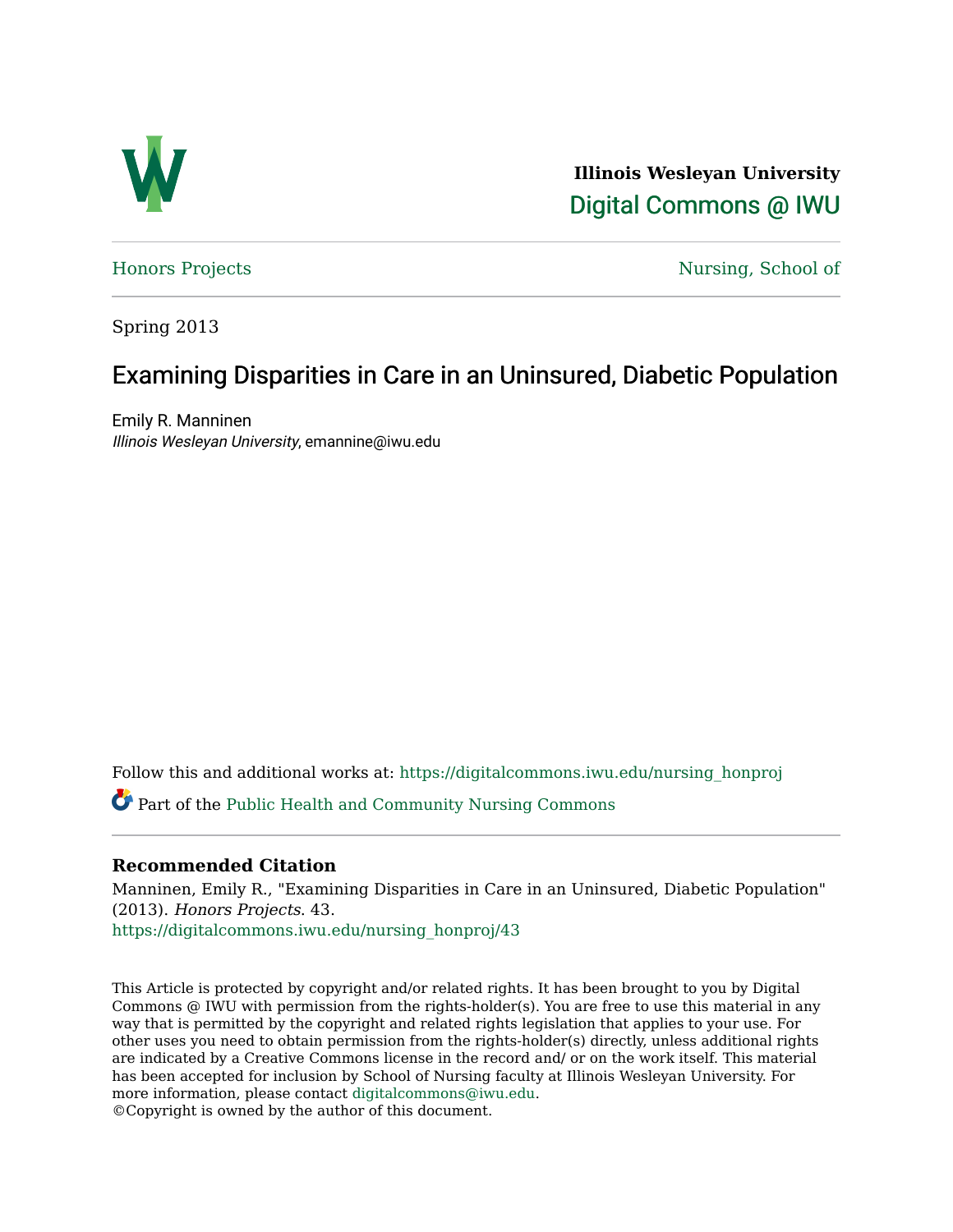Illinois Wesleyan University

Digital Commons @ IWU

Honors Projects

Nursing, School of

Spring 2013

# Examining Disparities in Care in an Uninsured, Diabetic Population

Emily R. Manninen

*Illinois Wesleyan University*, emannine@iwu.edu

Follow this and additional works at: https://digitalcommons.iwu.edu/nursing_honproj

Part of the Public Health and Community Nursing Commons

## Recommended Citation

Manninen, Emily R., "Examining Disparities in Care in an Uninsured, Diabetic Population" (2013). *Honors Projects*. 43.
https://digitalcommons.iwu.edu/nursing_honproj/43

This Article is protected by copyright and/or related rights. It has been brought to you by Digital Commons @ IWU with permission from the rights-holder(s). You are free to use this material in any way that is permitted by the copyright and related rights legislation that applies to your use. For other uses you need to obtain permission from the rights-holder(s) directly, unless additional rights are indicated by a Creative Commons license in the record and/ or on the work itself. This material has been accepted for inclusion by School of Nursing faculty at Illinois Wesleyan University. For more information, please contact digitalcommons@iwu.edu.
©Copyright is owned by the author of this document.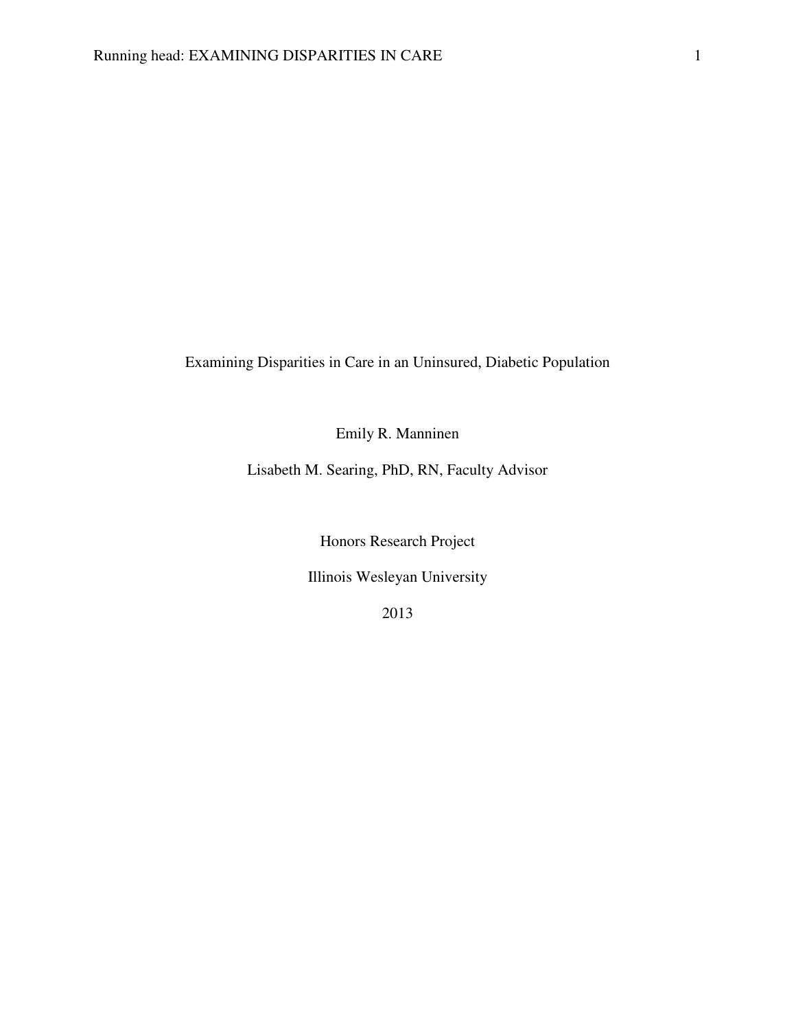# Examining Disparities in Care in an Uninsured, Diabetic Population

Emily R. Manninen

Lisabeth M. Searing, PhD, RN, Faculty Advisor

Honors Research Project

Illinois Wesleyan University

2013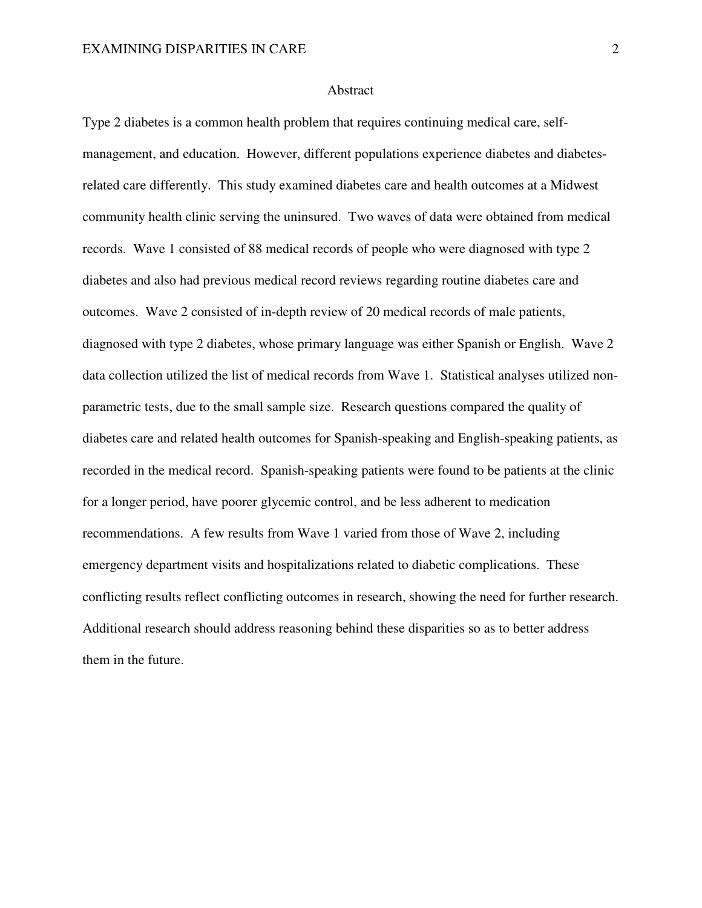# Abstract

Type 2 diabetes is a common health problem that requires continuing medical care, self-management, and education. However, different populations experience diabetes and diabetes-related care differently. This study examined diabetes care and health outcomes at a Midwest community health clinic serving the uninsured. Two waves of data were obtained from medical records. Wave 1 consisted of 88 medical records of people who were diagnosed with type 2 diabetes and also had previous medical record reviews regarding routine diabetes care and outcomes. Wave 2 consisted of in-depth review of 20 medical records of male patients, diagnosed with type 2 diabetes, whose primary language was either Spanish or English. Wave 2 data collection utilized the list of medical records from Wave 1. Statistical analyses utilized non-parametric tests, due to the small sample size. Research questions compared the quality of diabetes care and related health outcomes for Spanish-speaking and English-speaking patients, as recorded in the medical record. Spanish-speaking patients were found to be patients at the clinic for a longer period, have poorer glycemic control, and be less adherent to medication recommendations. A few results from Wave 1 varied from those of Wave 2, including emergency department visits and hospitalizations related to diabetic complications. These conflicting results reflect conflicting outcomes in research, showing the need for further research. Additional research should address reasoning behind these disparities so as to better address them in the future.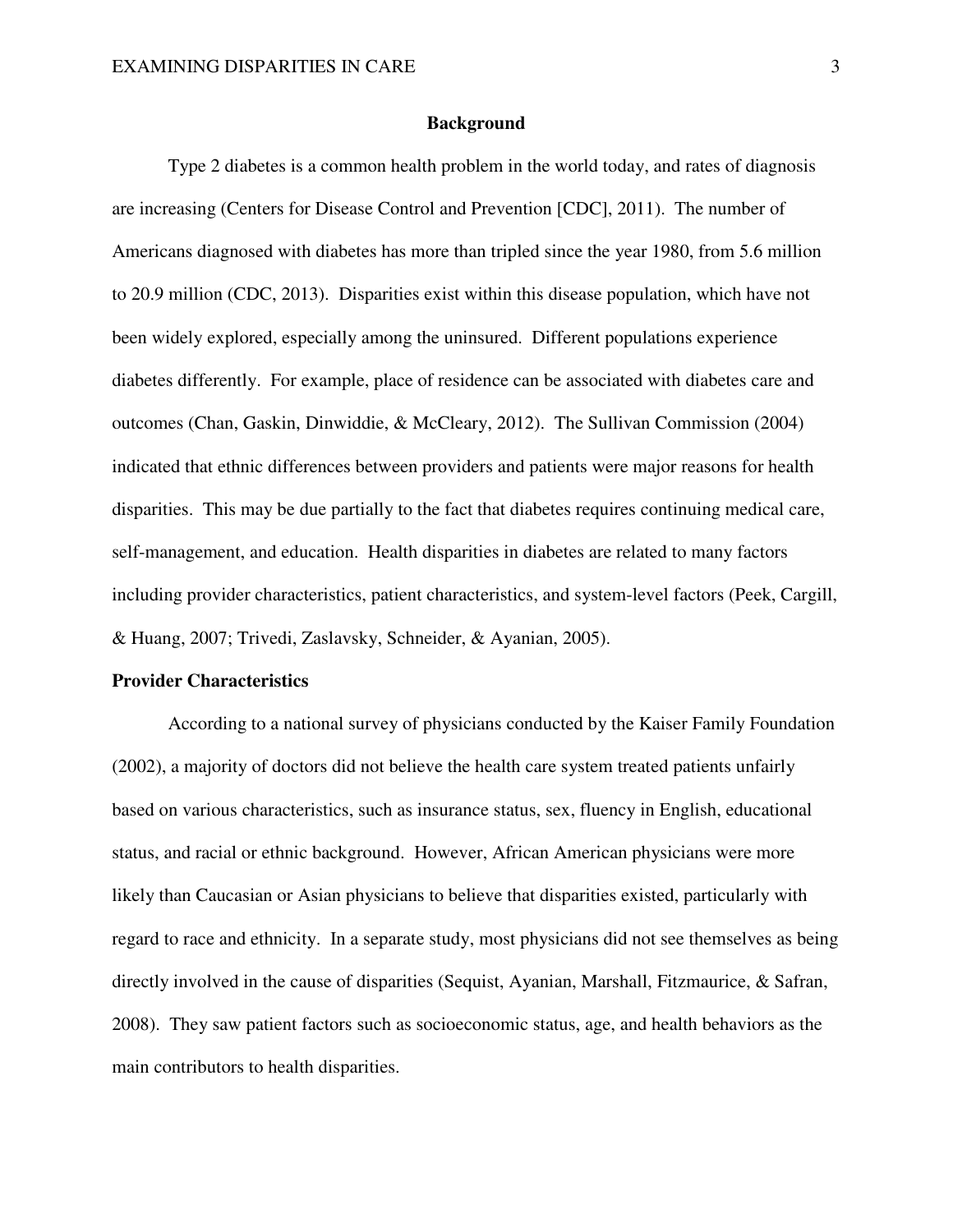## Background

Type 2 diabetes is a common health problem in the world today, and rates of diagnosis are increasing (Centers for Disease Control and Prevention [CDC], 2011). The number of Americans diagnosed with diabetes has more than tripled since the year 1980, from 5.6 million to 20.9 million (CDC, 2013). Disparities exist within this disease population, which have not been widely explored, especially among the uninsured. Different populations experience diabetes differently. For example, place of residence can be associated with diabetes care and outcomes (Chan, Gaskin, Dinwiddie, & McCleary, 2012). The Sullivan Commission (2004) indicated that ethnic differences between providers and patients were major reasons for health disparities. This may be due partially to the fact that diabetes requires continuing medical care, self-management, and education. Health disparities in diabetes are related to many factors including provider characteristics, patient characteristics, and system-level factors (Peek, Cargill, & Huang, 2007; Trivedi, Zaslavsky, Schneider, & Ayanian, 2005).

### Provider Characteristics

According to a national survey of physicians conducted by the Kaiser Family Foundation (2002), a majority of doctors did not believe the health care system treated patients unfairly based on various characteristics, such as insurance status, sex, fluency in English, educational status, and racial or ethnic background. However, African American physicians were more likely than Caucasian or Asian physicians to believe that disparities existed, particularly with regard to race and ethnicity. In a separate study, most physicians did not see themselves as being directly involved in the cause of disparities (Sequist, Ayanian, Marshall, Fitzmaurice, & Safran, 2008). They saw patient factors such as socioeconomic status, age, and health behaviors as the main contributors to health disparities.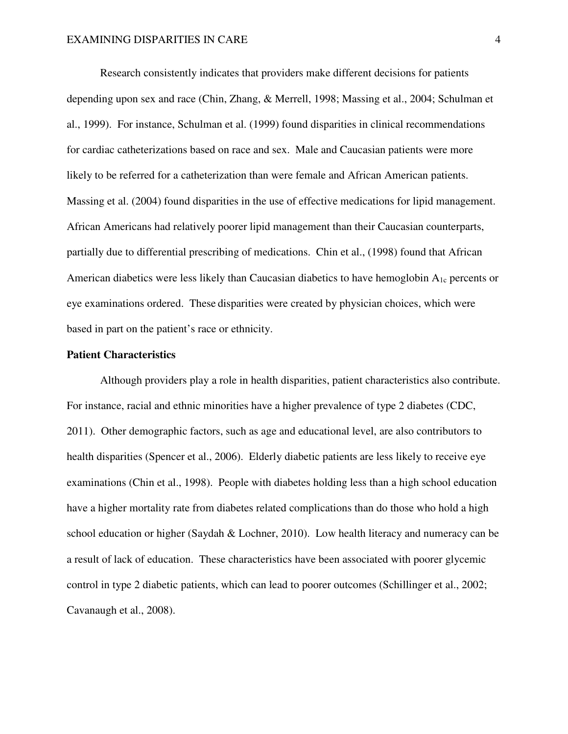Research consistently indicates that providers make different decisions for patients depending upon sex and race (Chin, Zhang, & Merrell, 1998; Massing et al., 2004; Schulman et al., 1999). For instance, Schulman et al. (1999) found disparities in clinical recommendations for cardiac catheterizations based on race and sex. Male and Caucasian patients were more likely to be referred for a catheterization than were female and African American patients. Massing et al. (2004) found disparities in the use of effective medications for lipid management. African Americans had relatively poorer lipid management than their Caucasian counterparts, partially due to differential prescribing of medications. Chin et al., (1998) found that African American diabetics were less likely than Caucasian diabetics to have hemoglobin $A_{1c}$ percents or eye examinations ordered. These disparities were created by physician choices, which were based in part on the patient's race or ethnicity.

**Patient Characteristics**

Although providers play a role in health disparities, patient characteristics also contribute. For instance, racial and ethnic minorities have a higher prevalence of type 2 diabetes (CDC, 2011). Other demographic factors, such as age and educational level, are also contributors to health disparities (Spencer et al., 2006). Elderly diabetic patients are less likely to receive eye examinations (Chin et al., 1998). People with diabetes holding less than a high school education have a higher mortality rate from diabetes related complications than do those who hold a high school education or higher (Saydah & Lochner, 2010). Low health literacy and numeracy can be a result of lack of education. These characteristics have been associated with poorer glycemic control in type 2 diabetic patients, which can lead to poorer outcomes (Schillinger et al., 2002; Cavanaugh et al., 2008).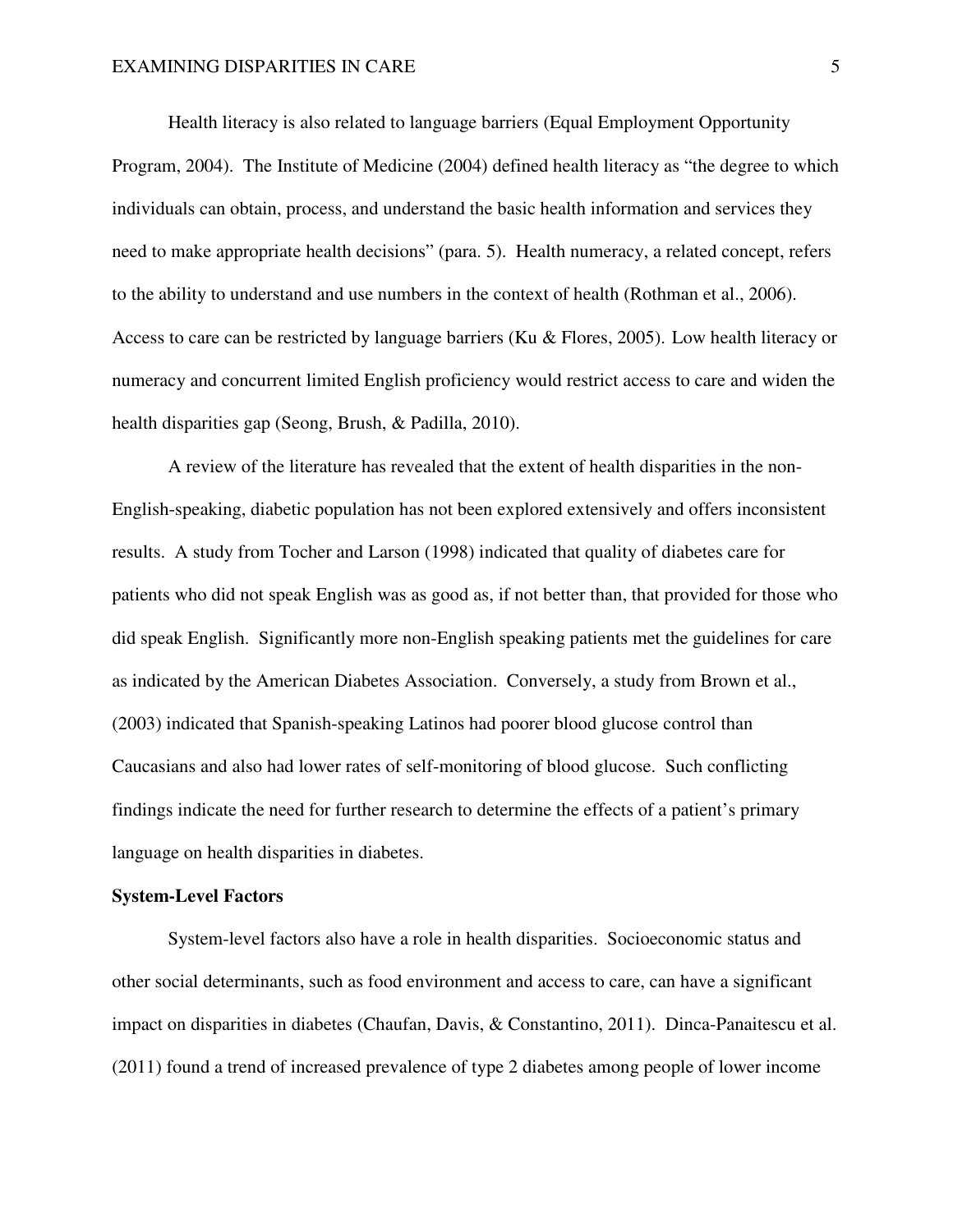Health literacy is also related to language barriers (Equal Employment Opportunity Program, 2004). The Institute of Medicine (2004) defined health literacy as "the degree to which individuals can obtain, process, and understand the basic health information and services they need to make appropriate health decisions" (para. 5). Health numeracy, a related concept, refers to the ability to understand and use numbers in the context of health (Rothman et al., 2006). Access to care can be restricted by language barriers (Ku & Flores, 2005). Low health literacy or numeracy and concurrent limited English proficiency would restrict access to care and widen the health disparities gap (Seong, Brush, & Padilla, 2010).

A review of the literature has revealed that the extent of health disparities in the non-English-speaking, diabetic population has not been explored extensively and offers inconsistent results. A study from Tocher and Larson (1998) indicated that quality of diabetes care for patients who did not speak English was as good as, if not better than, that provided for those who did speak English. Significantly more non-English speaking patients met the guidelines for care as indicated by the American Diabetes Association. Conversely, a study from Brown et al., (2003) indicated that Spanish-speaking Latinos had poorer blood glucose control than Caucasians and also had lower rates of self-monitoring of blood glucose. Such conflicting findings indicate the need for further research to determine the effects of a patient's primary language on health disparities in diabetes.

**System-Level Factors**

System-level factors also have a role in health disparities. Socioeconomic status and other social determinants, such as food environment and access to care, can have a significant impact on disparities in diabetes (Chaufan, Davis, & Constantino, 2011). Dinca-Panaitescu et al. (2011) found a trend of increased prevalence of type 2 diabetes among people of lower income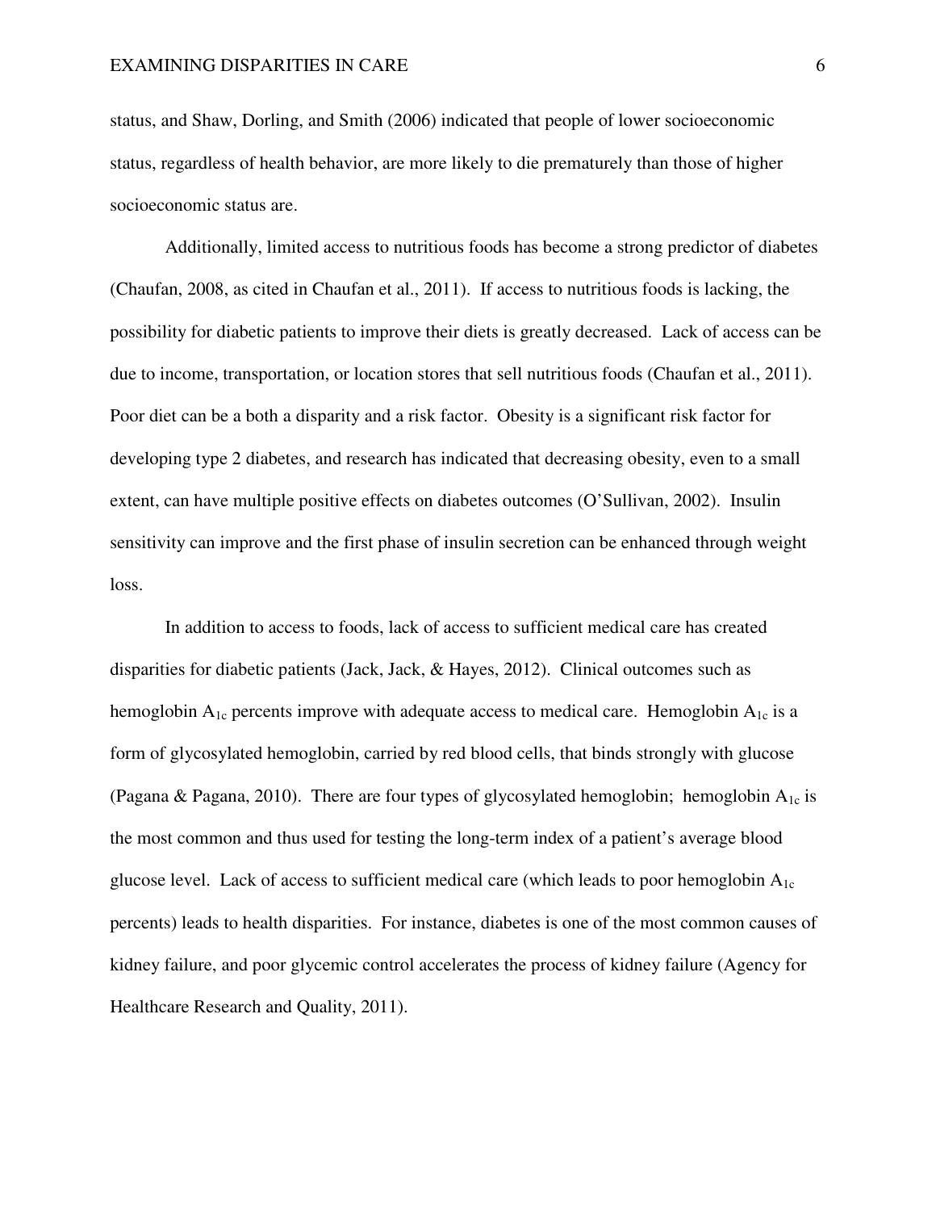status, and Shaw, Dorling, and Smith (2006) indicated that people of lower socioeconomic status, regardless of health behavior, are more likely to die prematurely than those of higher socioeconomic status are.

Additionally, limited access to nutritious foods has become a strong predictor of diabetes (Chaufan, 2008, as cited in Chaufan et al., 2011). If access to nutritious foods is lacking, the possibility for diabetic patients to improve their diets is greatly decreased. Lack of access can be due to income, transportation, or location stores that sell nutritious foods (Chaufan et al., 2011). Poor diet can be a both a disparity and a risk factor. Obesity is a significant risk factor for developing type 2 diabetes, and research has indicated that decreasing obesity, even to a small extent, can have multiple positive effects on diabetes outcomes (O'Sullivan, 2002). Insulin sensitivity can improve and the first phase of insulin secretion can be enhanced through weight loss.

In addition to access to foods, lack of access to sufficient medical care has created disparities for diabetic patients (Jack, Jack, & Hayes, 2012). Clinical outcomes such as hemoglobin $A_{1c}$ percents improve with adequate access to medical care. Hemoglobin $A_{1c}$ is a form of glycosylated hemoglobin, carried by red blood cells, that binds strongly with glucose (Pagana & Pagana, 2010). There are four types of glycosylated hemoglobin; hemoglobin $A_{1c}$ is the most common and thus used for testing the long-term index of a patient's average blood glucose level. Lack of access to sufficient medical care (which leads to poor hemoglobin $A_{1c}$ percents) leads to health disparities. For instance, diabetes is one of the most common causes of kidney failure, and poor glycemic control accelerates the process of kidney failure (Agency for Healthcare Research and Quality, 2011).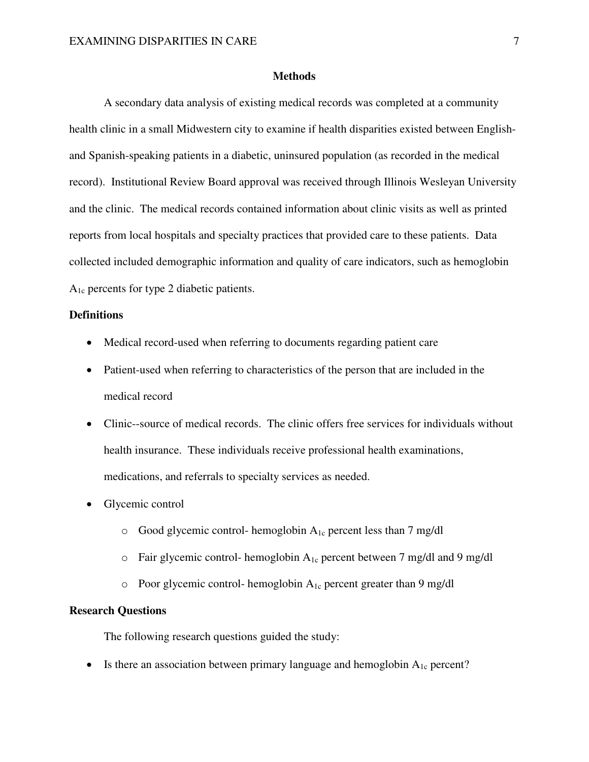## Methods

A secondary data analysis of existing medical records was completed at a community health clinic in a small Midwestern city to examine if health disparities existed between English- and Spanish-speaking patients in a diabetic, uninsured population (as recorded in the medical record). Institutional Review Board approval was received through Illinois Wesleyan University and the clinic. The medical records contained information about clinic visits as well as printed reports from local hospitals and specialty practices that provided care to these patients. Data collected included demographic information and quality of care indicators, such as hemoglobin $A_{1c}$ percents for type 2 diabetic patients.

### Definitions

- Medical record-used when referring to documents regarding patient care
- Patient-used when referring to characteristics of the person that are included in the medical record
- Clinic--source of medical records. The clinic offers free services for individuals without health insurance. These individuals receive professional health examinations, medications, and referrals to specialty services as needed.
- Glycemic control
  - Good glycemic control- hemoglobin $A_{1c}$ percent less than 7 mg/dl
  - Fair glycemic control- hemoglobin $A_{1c}$ percent between 7 mg/dl and 9 mg/dl
  - Poor glycemic control- hemoglobin $A_{1c}$ percent greater than 9 mg/dl

### Research Questions

The following research questions guided the study:

- Is there an association between primary language and hemoglobin $A_{1c}$ percent?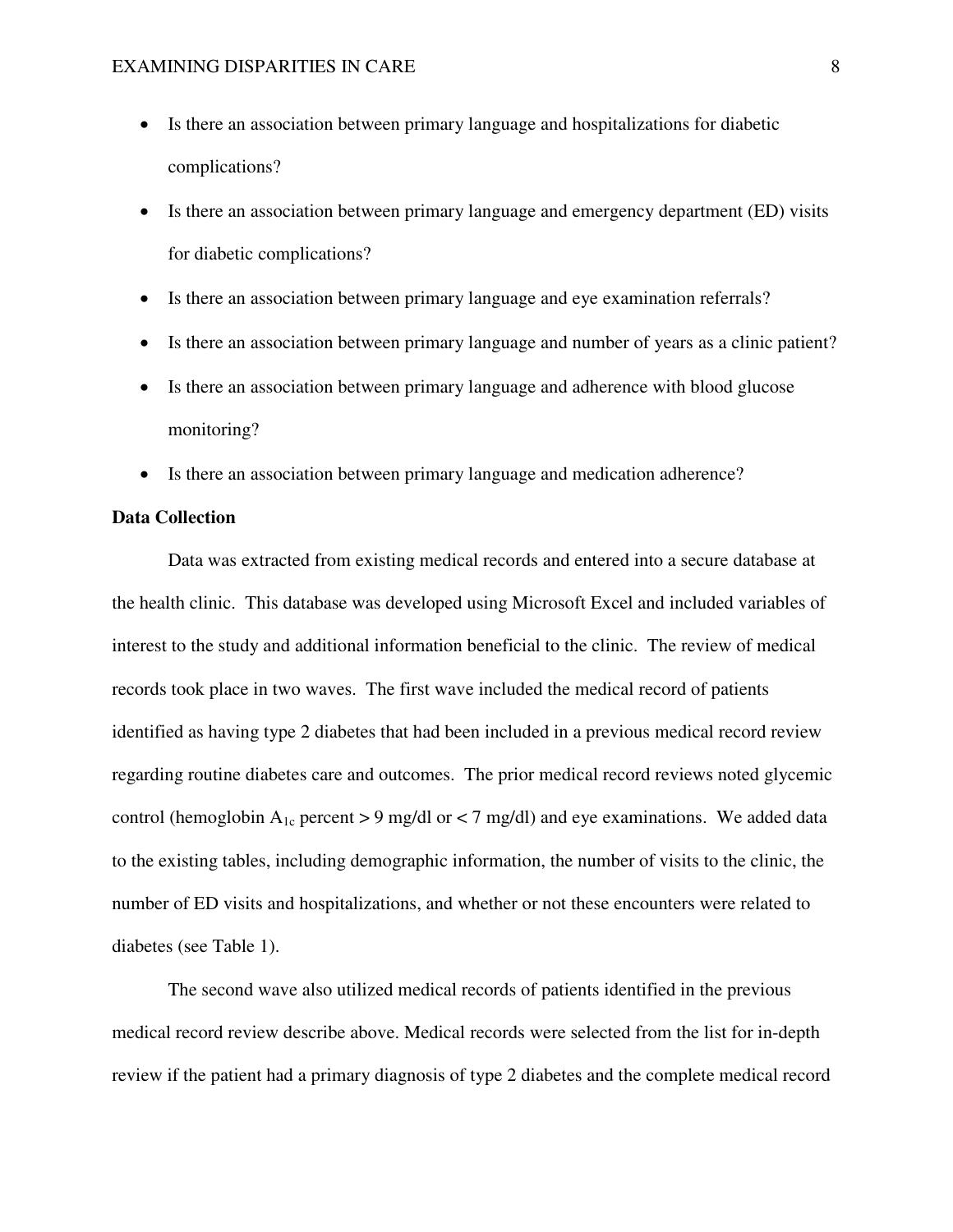- Is there an association between primary language and hospitalizations for diabetic complications?
- Is there an association between primary language and emergency department (ED) visits for diabetic complications?
- Is there an association between primary language and eye examination referrals?
- Is there an association between primary language and number of years as a clinic patient?
- Is there an association between primary language and adherence with blood glucose monitoring?
- Is there an association between primary language and medication adherence?

**Data Collection**

Data was extracted from existing medical records and entered into a secure database at the health clinic. This database was developed using Microsoft Excel and included variables of interest to the study and additional information beneficial to the clinic. The review of medical records took place in two waves. The first wave included the medical record of patients identified as having type 2 diabetes that had been included in a previous medical record review regarding routine diabetes care and outcomes. The prior medical record reviews noted glycemic control (hemoglobin $A_{1c}$ percent > 9 mg/dl or < 7 mg/dl) and eye examinations. We added data to the existing tables, including demographic information, the number of visits to the clinic, the number of ED visits and hospitalizations, and whether or not these encounters were related to diabetes (see Table 1).

The second wave also utilized medical records of patients identified in the previous medical record review describe above. Medical records were selected from the list for in-depth review if the patient had a primary diagnosis of type 2 diabetes and the complete medical record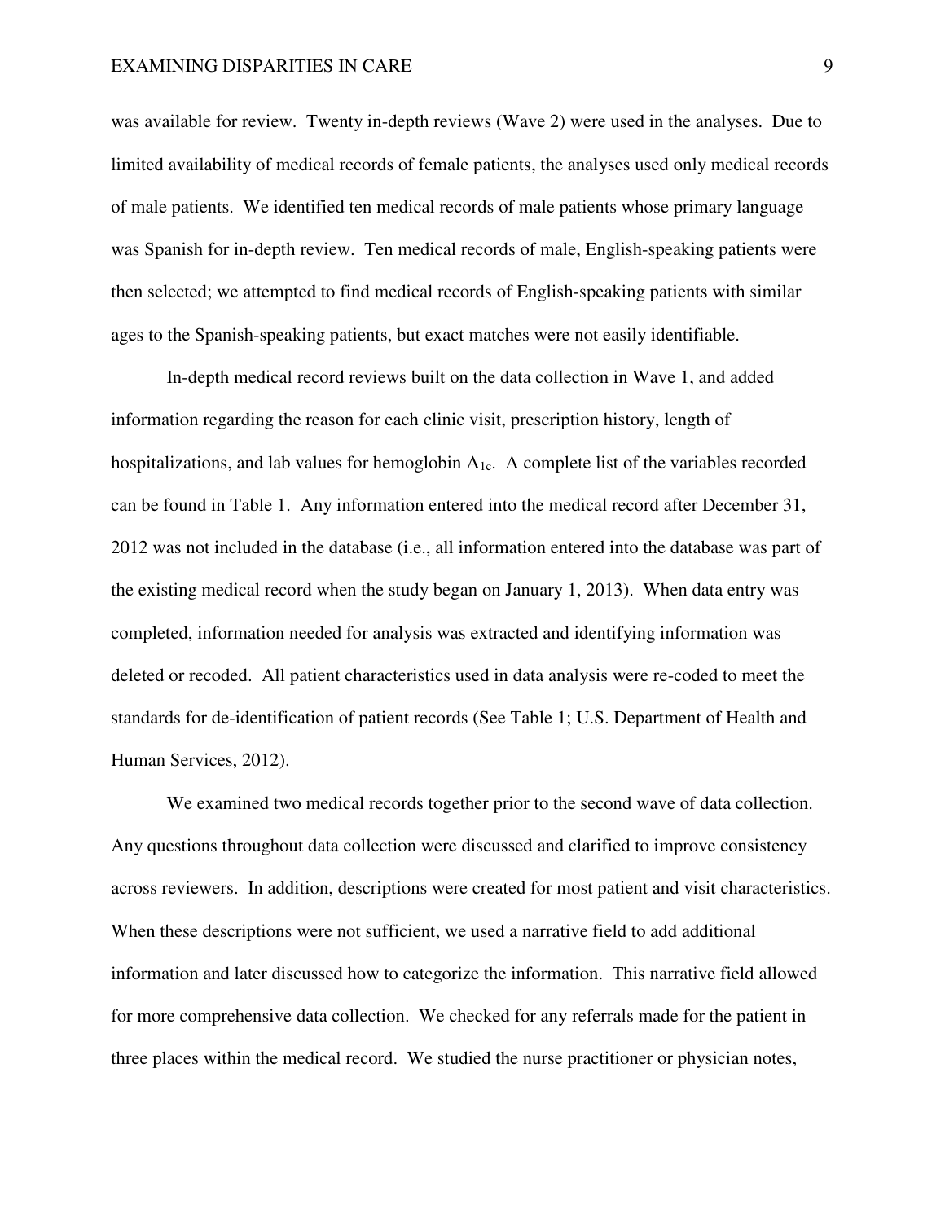was available for review. Twenty in-depth reviews (Wave 2) were used in the analyses. Due to limited availability of medical records of female patients, the analyses used only medical records of male patients. We identified ten medical records of male patients whose primary language was Spanish for in-depth review. Ten medical records of male, English-speaking patients were then selected; we attempted to find medical records of English-speaking patients with similar ages to the Spanish-speaking patients, but exact matches were not easily identifiable.

In-depth medical record reviews built on the data collection in Wave 1, and added information regarding the reason for each clinic visit, prescription history, length of hospitalizations, and lab values for hemoglobin $A_{1c}$. A complete list of the variables recorded can be found in Table 1. Any information entered into the medical record after December 31, 2012 was not included in the database (i.e., all information entered into the database was part of the existing medical record when the study began on January 1, 2013). When data entry was completed, information needed for analysis was extracted and identifying information was deleted or recoded. All patient characteristics used in data analysis were re-coded to meet the standards for de-identification of patient records (See Table 1; U.S. Department of Health and Human Services, 2012).

We examined two medical records together prior to the second wave of data collection. Any questions throughout data collection were discussed and clarified to improve consistency across reviewers. In addition, descriptions were created for most patient and visit characteristics. When these descriptions were not sufficient, we used a narrative field to add additional information and later discussed how to categorize the information. This narrative field allowed for more comprehensive data collection. We checked for any referrals made for the patient in three places within the medical record. We studied the nurse practitioner or physician notes,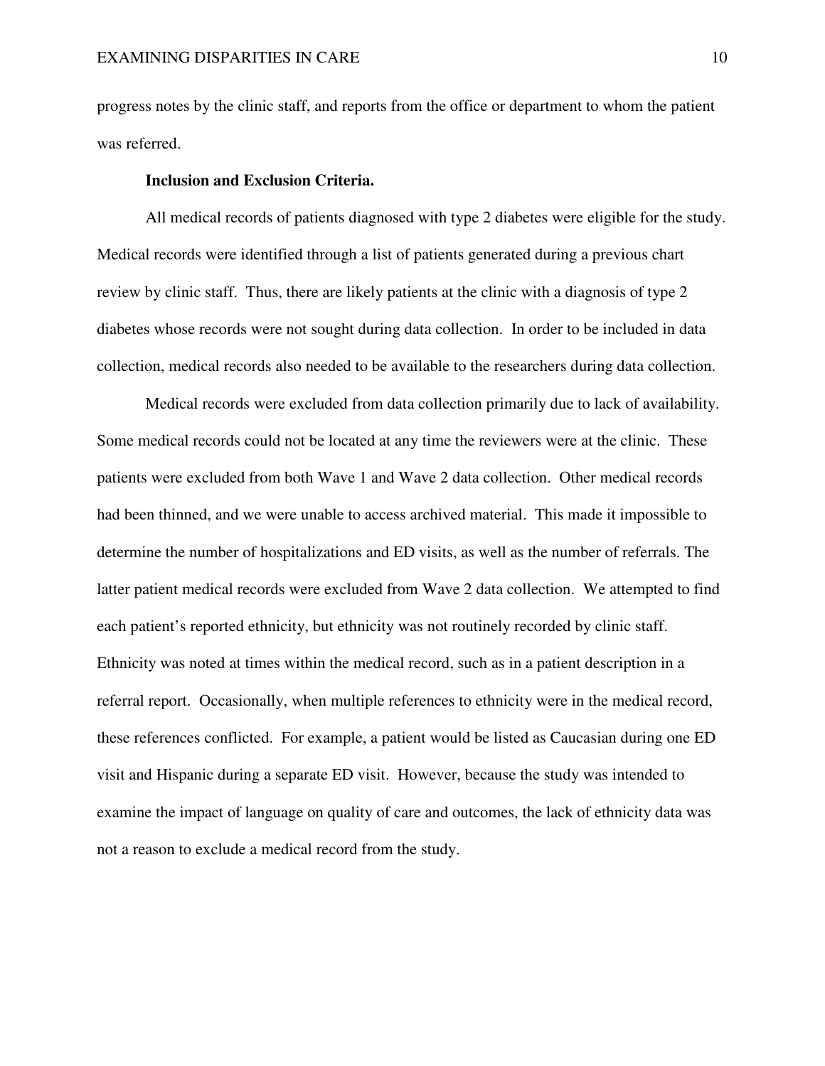progress notes by the clinic staff, and reports from the office or department to whom the patient was referred.

**Inclusion and Exclusion Criteria.**

All medical records of patients diagnosed with type 2 diabetes were eligible for the study. Medical records were identified through a list of patients generated during a previous chart review by clinic staff. Thus, there are likely patients at the clinic with a diagnosis of type 2 diabetes whose records were not sought during data collection. In order to be included in data collection, medical records also needed to be available to the researchers during data collection.

Medical records were excluded from data collection primarily due to lack of availability. Some medical records could not be located at any time the reviewers were at the clinic. These patients were excluded from both Wave 1 and Wave 2 data collection. Other medical records had been thinned, and we were unable to access archived material. This made it impossible to determine the number of hospitalizations and ED visits, as well as the number of referrals. The latter patient medical records were excluded from Wave 2 data collection. We attempted to find each patient's reported ethnicity, but ethnicity was not routinely recorded by clinic staff. Ethnicity was noted at times within the medical record, such as in a patient description in a referral report. Occasionally, when multiple references to ethnicity were in the medical record, these references conflicted. For example, a patient would be listed as Caucasian during one ED visit and Hispanic during a separate ED visit. However, because the study was intended to examine the impact of language on quality of care and outcomes, the lack of ethnicity data was not a reason to exclude a medical record from the study.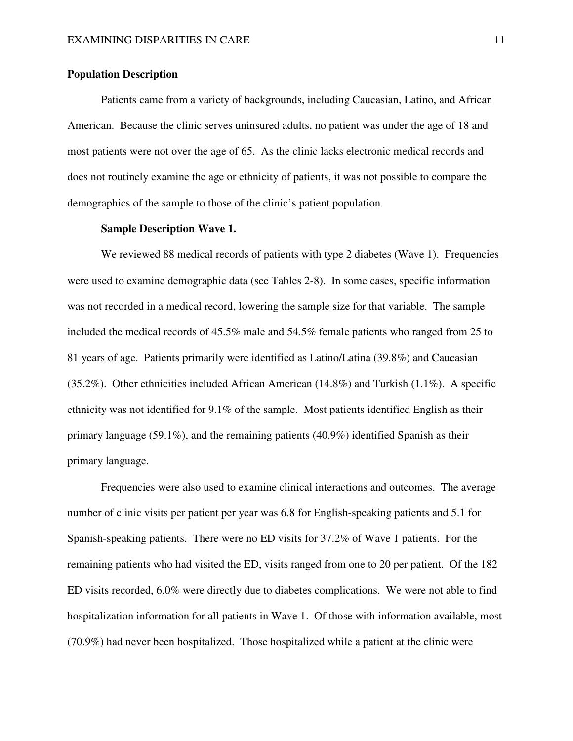## Population Description

Patients came from a variety of backgrounds, including Caucasian, Latino, and African American. Because the clinic serves uninsured adults, no patient was under the age of 18 and most patients were not over the age of 65. As the clinic lacks electronic medical records and does not routinely examine the age or ethnicity of patients, it was not possible to compare the demographics of the sample to those of the clinic's patient population.

### Sample Description Wave 1.

We reviewed 88 medical records of patients with type 2 diabetes (Wave 1). Frequencies were used to examine demographic data (see Tables 2-8). In some cases, specific information was not recorded in a medical record, lowering the sample size for that variable. The sample included the medical records of 45.5% male and 54.5% female patients who ranged from 25 to 81 years of age. Patients primarily were identified as Latino/Latina (39.8%) and Caucasian (35.2%). Other ethnicities included African American (14.8%) and Turkish (1.1%). A specific ethnicity was not identified for 9.1% of the sample. Most patients identified English as their primary language (59.1%), and the remaining patients (40.9%) identified Spanish as their primary language.

Frequencies were also used to examine clinical interactions and outcomes. The average number of clinic visits per patient per year was 6.8 for English-speaking patients and 5.1 for Spanish-speaking patients. There were no ED visits for 37.2% of Wave 1 patients. For the remaining patients who had visited the ED, visits ranged from one to 20 per patient. Of the 182 ED visits recorded, 6.0% were directly due to diabetes complications. We were not able to find hospitalization information for all patients in Wave 1. Of those with information available, most (70.9%) had never been hospitalized. Those hospitalized while a patient at the clinic were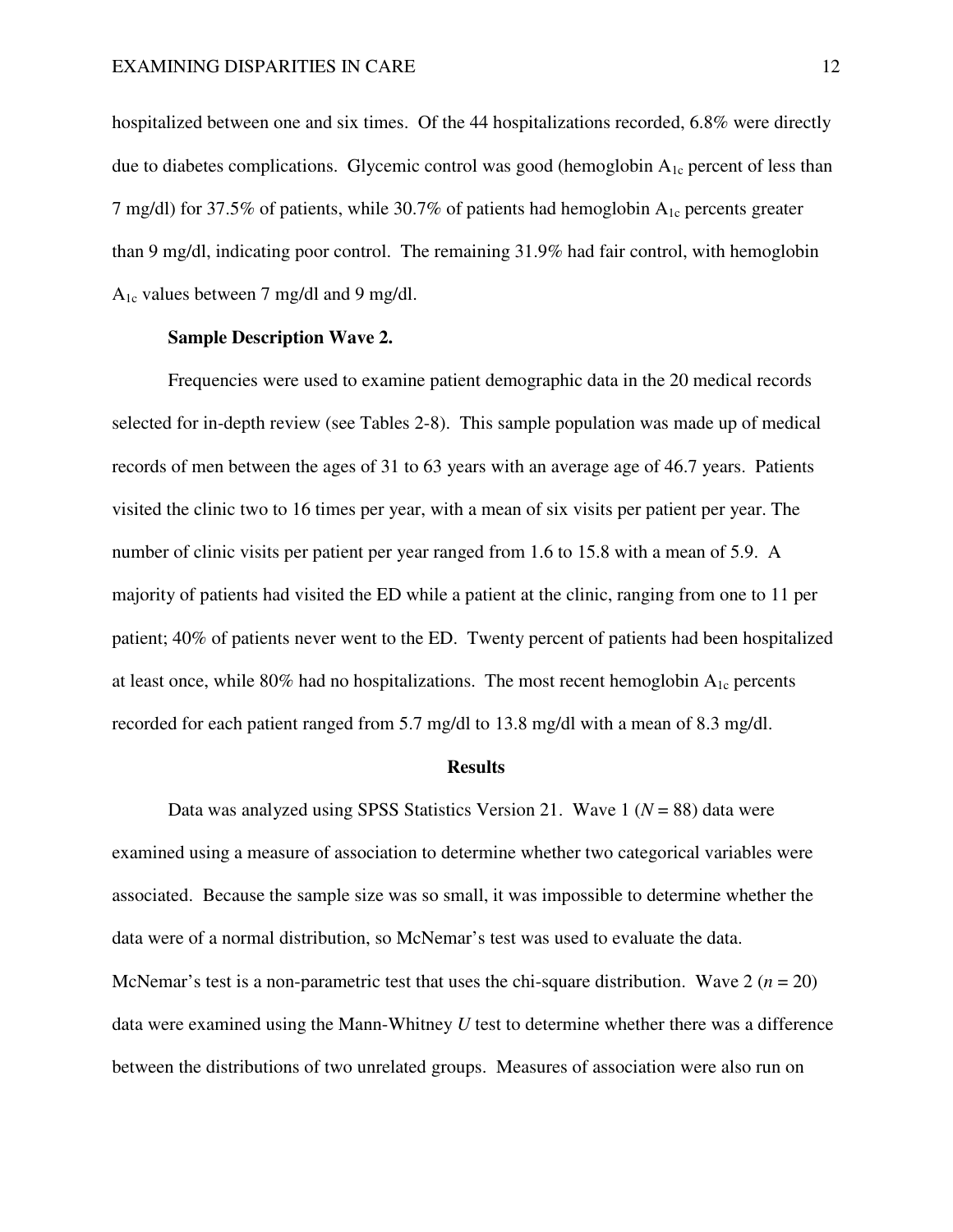hospitalized between one and six times. Of the 44 hospitalizations recorded, 6.8% were directly due to diabetes complications. Glycemic control was good (hemoglobin $A_{1c}$ percent of less than 7 mg/dl) for 37.5% of patients, while 30.7% of patients had hemoglobin $A_{1c}$ percents greater than 9 mg/dl, indicating poor control. The remaining 31.9% had fair control, with hemoglobin $A_{1c}$ values between 7 mg/dl and 9 mg/dl.

**Sample Description Wave 2.**

Frequencies were used to examine patient demographic data in the 20 medical records selected for in-depth review (see Tables 2-8). This sample population was made up of medical records of men between the ages of 31 to 63 years with an average age of 46.7 years. Patients visited the clinic two to 16 times per year, with a mean of six visits per patient per year. The number of clinic visits per patient per year ranged from 1.6 to 15.8 with a mean of 5.9. A majority of patients had visited the ED while a patient at the clinic, ranging from one to 11 per patient; 40% of patients never went to the ED. Twenty percent of patients had been hospitalized at least once, while 80% had no hospitalizations. The most recent hemoglobin $A_{1c}$ percents recorded for each patient ranged from 5.7 mg/dl to 13.8 mg/dl with a mean of 8.3 mg/dl.

## Results

Data was analyzed using SPSS Statistics Version 21. Wave 1 ($N$ = 88) data were examined using a measure of association to determine whether two categorical variables were associated. Because the sample size was so small, it was impossible to determine whether the data were of a normal distribution, so McNemar's test was used to evaluate the data. McNemar's test is a non-parametric test that uses the chi-square distribution. Wave 2 ($n$ = 20) data were examined using the Mann-Whitney $U$ test to determine whether there was a difference between the distributions of two unrelated groups. Measures of association were also run on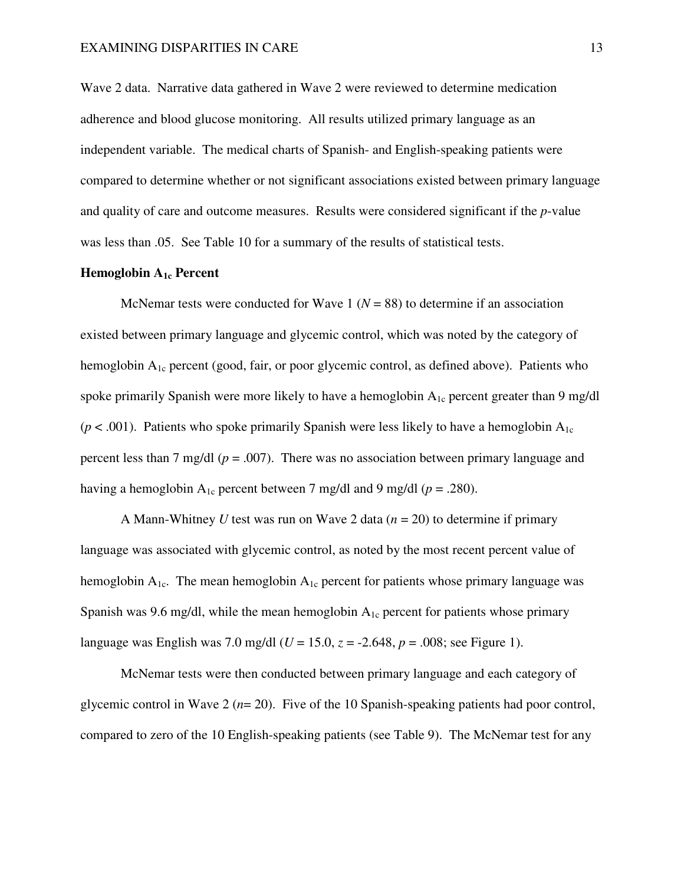Wave 2 data. Narrative data gathered in Wave 2 were reviewed to determine medication adherence and blood glucose monitoring. All results utilized primary language as an independent variable. The medical charts of Spanish- and English-speaking patients were compared to determine whether or not significant associations existed between primary language and quality of care and outcome measures. Results were considered significant if the *p*-value was less than .05. See Table 10 for a summary of the results of statistical tests.

### Hemoglobin $A_{1c}$ Percent

McNemar tests were conducted for Wave 1 ($N = 88$) to determine if an association existed between primary language and glycemic control, which was noted by the category of hemoglobin $A_{1c}$ percent (good, fair, or poor glycemic control, as defined above). Patients who spoke primarily Spanish were more likely to have a hemoglobin $A_{1c}$ percent greater than 9 mg/dl ($p < .001$). Patients who spoke primarily Spanish were less likely to have a hemoglobin $A_{1c}$ percent less than 7 mg/dl ($p = .007$). There was no association between primary language and having a hemoglobin $A_{1c}$ percent between 7 mg/dl and 9 mg/dl ($p = .280$).

A Mann-Whitney *U* test was run on Wave 2 data ($n = 20$) to determine if primary language was associated with glycemic control, as noted by the most recent percent value of hemoglobin $A_{1c}$. The mean hemoglobin $A_{1c}$ percent for patients whose primary language was Spanish was 9.6 mg/dl, while the mean hemoglobin $A_{1c}$ percent for patients whose primary language was English was 7.0 mg/dl ($U = 15.0$, $z = -2.648$, $p = .008$; see Figure 1).

McNemar tests were then conducted between primary language and each category of glycemic control in Wave 2 ($n = 20$). Five of the 10 Spanish-speaking patients had poor control, compared to zero of the 10 English-speaking patients (see Table 9). The McNemar test for any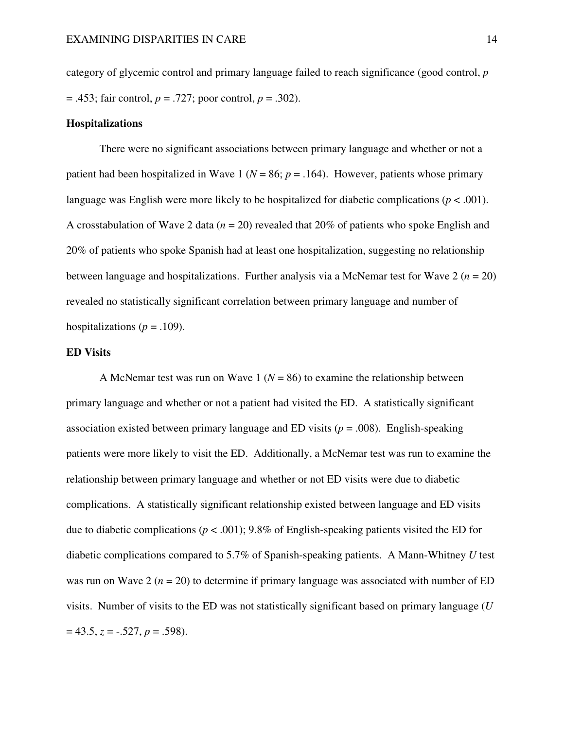category of glycemic control and primary language failed to reach significance (good control, $p = .453$; fair control, $p = .727$; poor control, $p = .302$).

## Hospitalizations

There were no significant associations between primary language and whether or not a patient had been hospitalized in Wave 1 ($N = 86$; $p = .164$). However, patients whose primary language was English were more likely to be hospitalized for diabetic complications ($p < .001$). A crosstabulation of Wave 2 data ($n = 20$) revealed that 20% of patients who spoke English and 20% of patients who spoke Spanish had at least one hospitalization, suggesting no relationship between language and hospitalizations. Further analysis via a McNemar test for Wave 2 ($n = 20$) revealed no statistically significant correlation between primary language and number of hospitalizations ($p = .109$).

## ED Visits

A McNemar test was run on Wave 1 ($N = 86$) to examine the relationship between primary language and whether or not a patient had visited the ED. A statistically significant association existed between primary language and ED visits ($p = .008$). English-speaking patients were more likely to visit the ED. Additionally, a McNemar test was run to examine the relationship between primary language and whether or not ED visits were due to diabetic complications. A statistically significant relationship existed between language and ED visits due to diabetic complications ($p < .001$); 9.8% of English-speaking patients visited the ED for diabetic complications compared to 5.7% of Spanish-speaking patients. A Mann-Whitney *U* test was run on Wave 2 ($n = 20$) to determine if primary language was associated with number of ED visits. Number of visits to the ED was not statistically significant based on primary language ($U = 43.5$, $z = -.527$, $p = .598$).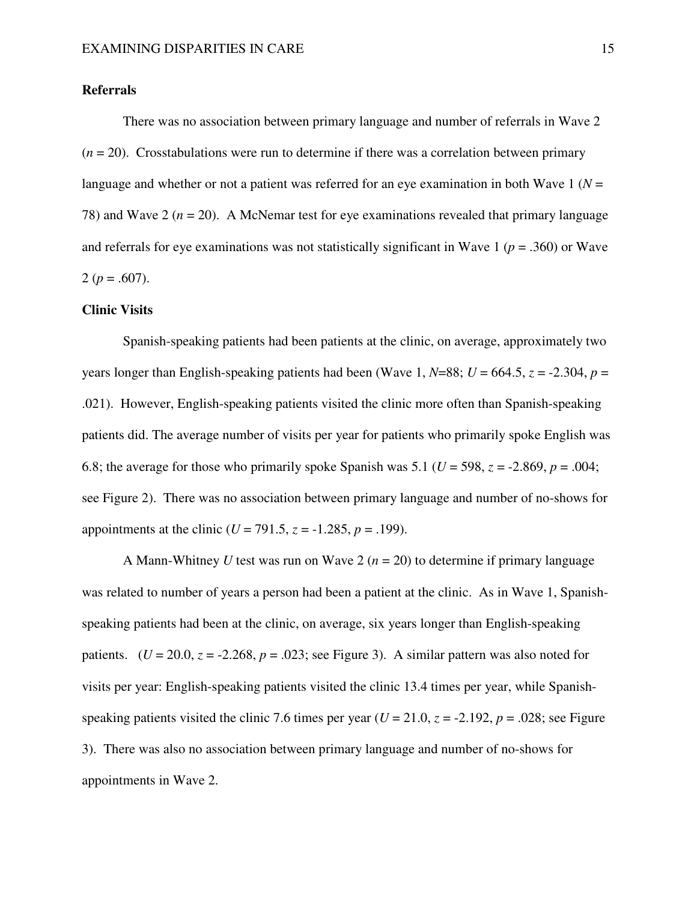## Referrals

There was no association between primary language and number of referrals in Wave 2 ($n = 20$). Crosstabulations were run to determine if there was a correlation between primary language and whether or not a patient was referred for an eye examination in both Wave 1 ($N = 78$) and Wave 2 ($n = 20$). A McNemar test for eye examinations revealed that primary language and referrals for eye examinations was not statistically significant in Wave 1 ($p = .360$) or Wave 2 ($p = .607$).

## Clinic Visits

Spanish-speaking patients had been patients at the clinic, on average, approximately two years longer than English-speaking patients had been (Wave 1, $N$=88; $U = 664.5$, $z = -2.304$, $p = .021$). However, English-speaking patients visited the clinic more often than Spanish-speaking patients did. The average number of visits per year for patients who primarily spoke English was 6.8; the average for those who primarily spoke Spanish was 5.1 ($U = 598$, $z = -2.869$, $p = .004$; see Figure 2). There was no association between primary language and number of no-shows for appointments at the clinic ($U = 791.5$, $z = -1.285$, $p = .199$).

A Mann-Whitney $U$ test was run on Wave 2 ($n = 20$) to determine if primary language was related to number of years a person had been a patient at the clinic. As in Wave 1, Spanish-speaking patients had been at the clinic, on average, six years longer than English-speaking patients. ($U = 20.0$, $z = -2.268$, $p = .023$; see Figure 3). A similar pattern was also noted for visits per year: English-speaking patients visited the clinic 13.4 times per year, while Spanish-speaking patients visited the clinic 7.6 times per year ($U = 21.0$, $z = -2.192$, $p = .028$; see Figure 3). There was also no association between primary language and number of no-shows for appointments in Wave 2.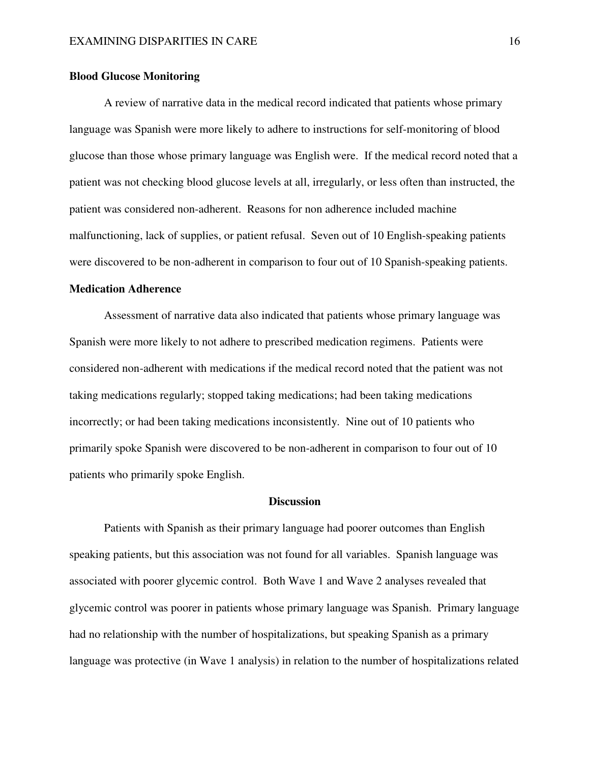### Blood Glucose Monitoring

A review of narrative data in the medical record indicated that patients whose primary language was Spanish were more likely to adhere to instructions for self-monitoring of blood glucose than those whose primary language was English were. If the medical record noted that a patient was not checking blood glucose levels at all, irregularly, or less often than instructed, the patient was considered non-adherent. Reasons for non adherence included machine malfunctioning, lack of supplies, or patient refusal. Seven out of 10 English-speaking patients were discovered to be non-adherent in comparison to four out of 10 Spanish-speaking patients.

### Medication Adherence

Assessment of narrative data also indicated that patients whose primary language was Spanish were more likely to not adhere to prescribed medication regimens. Patients were considered non-adherent with medications if the medical record noted that the patient was not taking medications regularly; stopped taking medications; had been taking medications incorrectly; or had been taking medications inconsistently. Nine out of 10 patients who primarily spoke Spanish were discovered to be non-adherent in comparison to four out of 10 patients who primarily spoke English.

## Discussion

Patients with Spanish as their primary language had poorer outcomes than English speaking patients, but this association was not found for all variables. Spanish language was associated with poorer glycemic control. Both Wave 1 and Wave 2 analyses revealed that glycemic control was poorer in patients whose primary language was Spanish. Primary language had no relationship with the number of hospitalizations, but speaking Spanish as a primary language was protective (in Wave 1 analysis) in relation to the number of hospitalizations related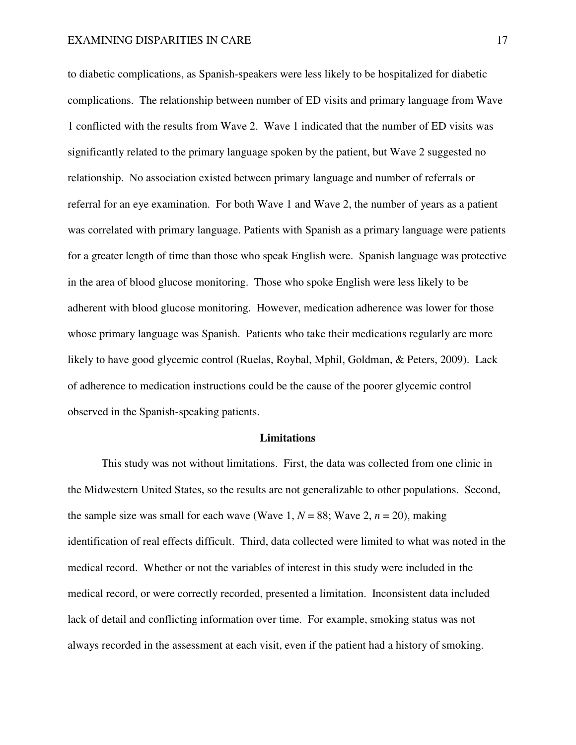to diabetic complications, as Spanish-speakers were less likely to be hospitalized for diabetic complications. The relationship between number of ED visits and primary language from Wave 1 conflicted with the results from Wave 2. Wave 1 indicated that the number of ED visits was significantly related to the primary language spoken by the patient, but Wave 2 suggested no relationship. No association existed between primary language and number of referrals or referral for an eye examination. For both Wave 1 and Wave 2, the number of years as a patient was correlated with primary language. Patients with Spanish as a primary language were patients for a greater length of time than those who speak English were. Spanish language was protective in the area of blood glucose monitoring. Those who spoke English were less likely to be adherent with blood glucose monitoring. However, medication adherence was lower for those whose primary language was Spanish. Patients who take their medications regularly are more likely to have good glycemic control (Ruelas, Roybal, Mphil, Goldman, & Peters, 2009). Lack of adherence to medication instructions could be the cause of the poorer glycemic control observed in the Spanish-speaking patients.

## Limitations

This study was not without limitations. First, the data was collected from one clinic in the Midwestern United States, so the results are not generalizable to other populations. Second, the sample size was small for each wave (Wave 1, $N = 88$; Wave 2, $n = 20$), making identification of real effects difficult. Third, data collected were limited to what was noted in the medical record. Whether or not the variables of interest in this study were included in the medical record, or were correctly recorded, presented a limitation. Inconsistent data included lack of detail and conflicting information over time. For example, smoking status was not always recorded in the assessment at each visit, even if the patient had a history of smoking.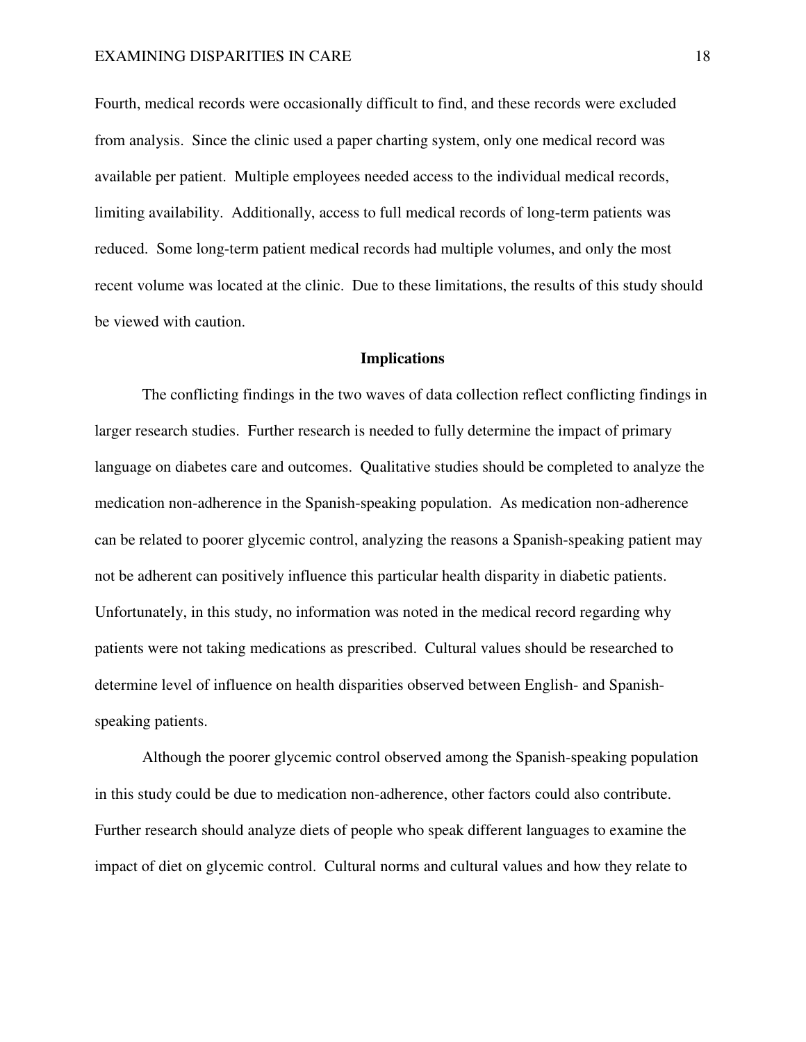Fourth, medical records were occasionally difficult to find, and these records were excluded from analysis. Since the clinic used a paper charting system, only one medical record was available per patient. Multiple employees needed access to the individual medical records, limiting availability. Additionally, access to full medical records of long-term patients was reduced. Some long-term patient medical records had multiple volumes, and only the most recent volume was located at the clinic. Due to these limitations, the results of this study should be viewed with caution.

## Implications

The conflicting findings in the two waves of data collection reflect conflicting findings in larger research studies. Further research is needed to fully determine the impact of primary language on diabetes care and outcomes. Qualitative studies should be completed to analyze the medication non-adherence in the Spanish-speaking population. As medication non-adherence can be related to poorer glycemic control, analyzing the reasons a Spanish-speaking patient may not be adherent can positively influence this particular health disparity in diabetic patients. Unfortunately, in this study, no information was noted in the medical record regarding why patients were not taking medications as prescribed. Cultural values should be researched to determine level of influence on health disparities observed between English- and Spanish-speaking patients.

Although the poorer glycemic control observed among the Spanish-speaking population in this study could be due to medication non-adherence, other factors could also contribute. Further research should analyze diets of people who speak different languages to examine the impact of diet on glycemic control. Cultural norms and cultural values and how they relate to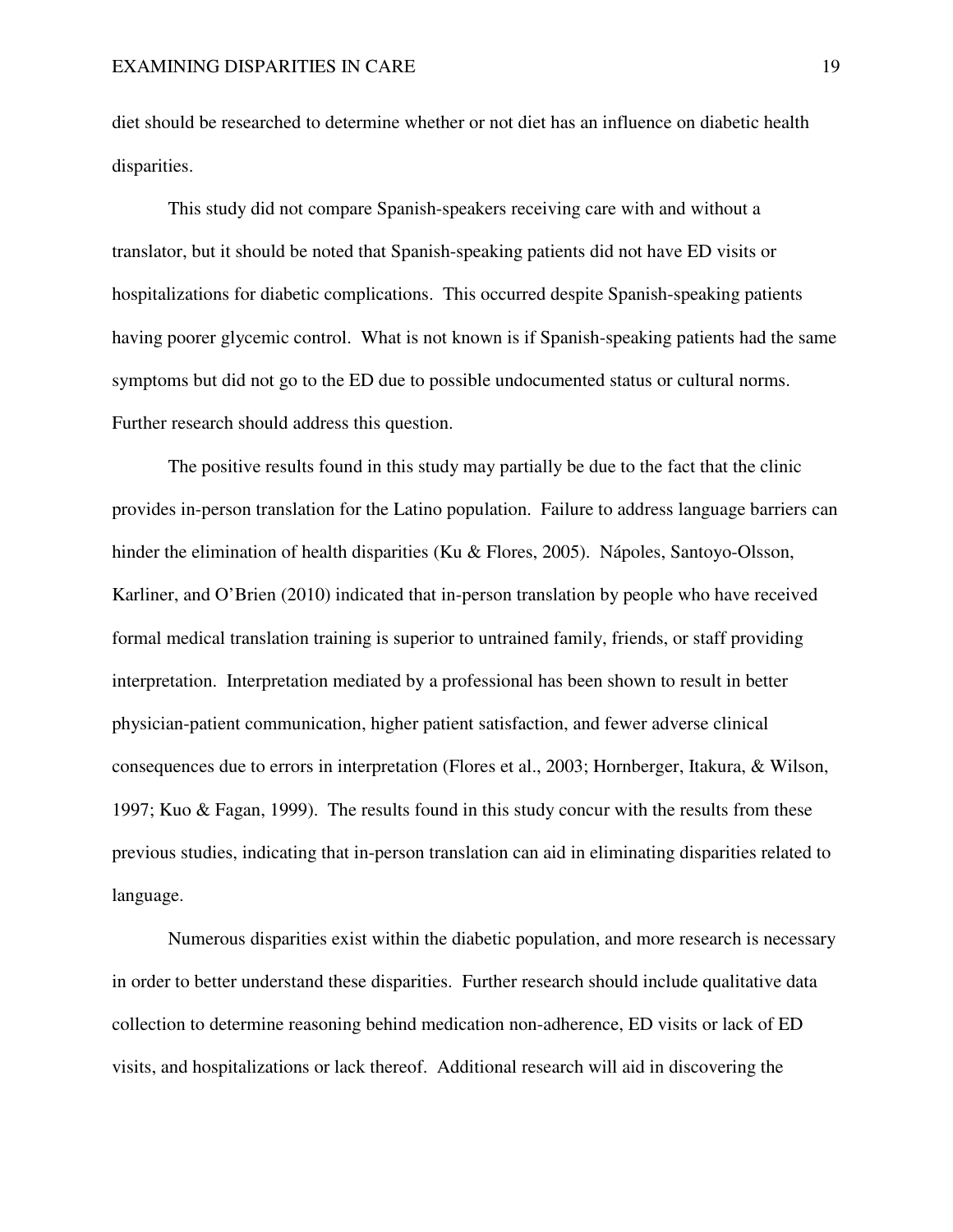diet should be researched to determine whether or not diet has an influence on diabetic health disparities.

This study did not compare Spanish-speakers receiving care with and without a translator, but it should be noted that Spanish-speaking patients did not have ED visits or hospitalizations for diabetic complications. This occurred despite Spanish-speaking patients having poorer glycemic control. What is not known is if Spanish-speaking patients had the same symptoms but did not go to the ED due to possible undocumented status or cultural norms. Further research should address this question.

The positive results found in this study may partially be due to the fact that the clinic provides in-person translation for the Latino population. Failure to address language barriers can hinder the elimination of health disparities (Ku & Flores, 2005). Nápoles, Santoyo-Olsson, Karliner, and O'Brien (2010) indicated that in-person translation by people who have received formal medical translation training is superior to untrained family, friends, or staff providing interpretation. Interpretation mediated by a professional has been shown to result in better physician-patient communication, higher patient satisfaction, and fewer adverse clinical consequences due to errors in interpretation (Flores et al., 2003; Hornberger, Itakura, & Wilson, 1997; Kuo & Fagan, 1999). The results found in this study concur with the results from these previous studies, indicating that in-person translation can aid in eliminating disparities related to language.

Numerous disparities exist within the diabetic population, and more research is necessary in order to better understand these disparities. Further research should include qualitative data collection to determine reasoning behind medication non-adherence, ED visits or lack of ED visits, and hospitalizations or lack thereof. Additional research will aid in discovering the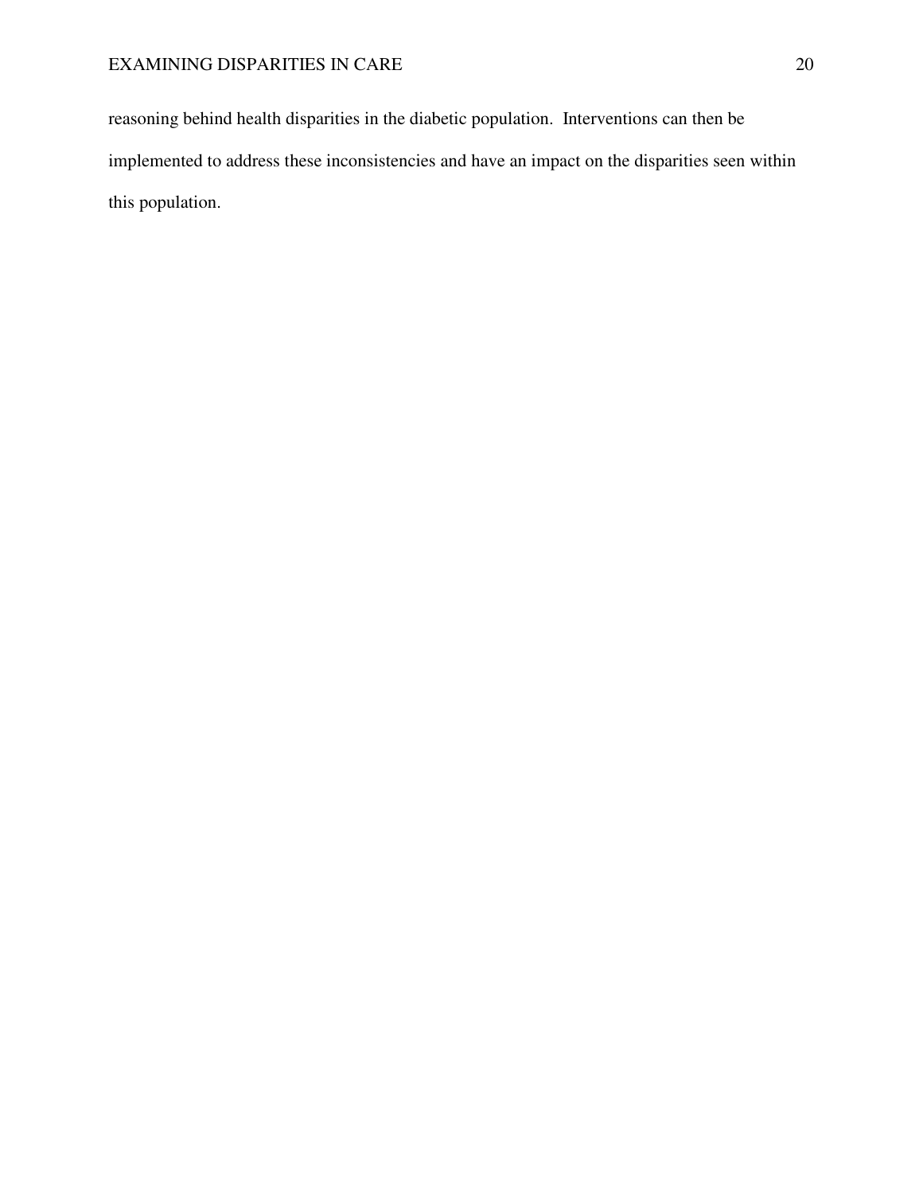reasoning behind health disparities in the diabetic population. Interventions can then be implemented to address these inconsistencies and have an impact on the disparities seen within this population.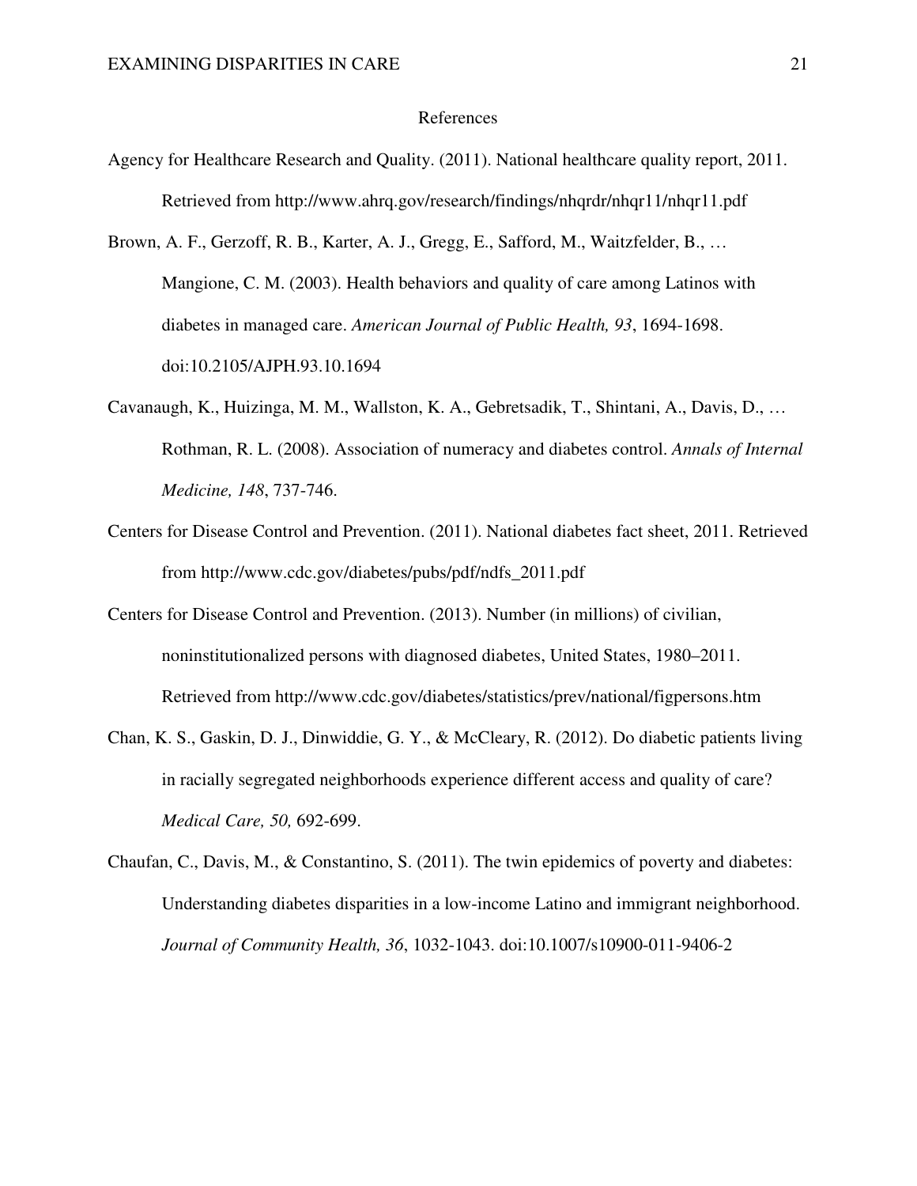# References

Agency for Healthcare Research and Quality. (2011). National healthcare quality report, 2011. Retrieved from http://www.ahrq.gov/research/findings/nhqrdr/nhqr11/nhqr11.pdf

Brown, A. F., Gerzoff, R. B., Karter, A. J., Gregg, E., Safford, M., Waitzfelder, B., … Mangione, C. M. (2003). Health behaviors and quality of care among Latinos with diabetes in managed care. *American Journal of Public Health, 93*, 1694-1698. doi:10.2105/AJPH.93.10.1694

Cavanaugh, K., Huizinga, M. M., Wallston, K. A., Gebretsadik, T., Shintani, A., Davis, D., … Rothman, R. L. (2008). Association of numeracy and diabetes control. *Annals of Internal Medicine, 148*, 737-746.

Centers for Disease Control and Prevention. (2011). National diabetes fact sheet, 2011. Retrieved from http://www.cdc.gov/diabetes/pubs/pdf/ndfs_2011.pdf

Centers for Disease Control and Prevention. (2013). Number (in millions) of civilian, noninstitutionalized persons with diagnosed diabetes, United States, 1980–2011. Retrieved from http://www.cdc.gov/diabetes/statistics/prev/national/figpersons.htm

Chan, K. S., Gaskin, D. J., Dinwiddie, G. Y., & McCleary, R. (2012). Do diabetic patients living in racially segregated neighborhoods experience different access and quality of care? *Medical Care, 50,* 692-699.

Chaufan, C., Davis, M., & Constantino, S. (2011). The twin epidemics of poverty and diabetes: Understanding diabetes disparities in a low-income Latino and immigrant neighborhood. *Journal of Community Health, 36*, 1032-1043. doi:10.1007/s10900-011-9406-2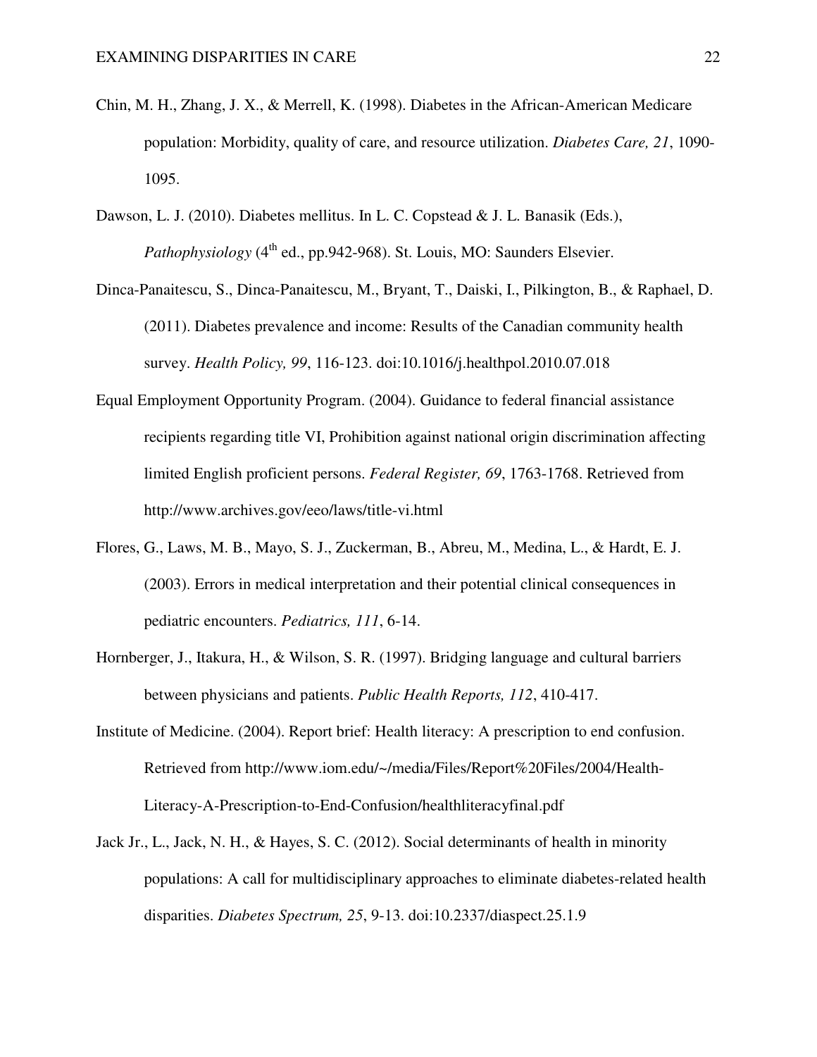Chin, M. H., Zhang, J. X., & Merrell, K. (1998). Diabetes in the African-American Medicare population: Morbidity, quality of care, and resource utilization. *Diabetes Care, 21*, 1090-1095.

Dawson, L. J. (2010). Diabetes mellitus. In L. C. Copstead & J. L. Banasik (Eds.), *Pathophysiology* (4th ed., pp.942-968). St. Louis, MO: Saunders Elsevier.

Dinca-Panaitescu, S., Dinca-Panaitescu, M., Bryant, T., Daiski, I., Pilkington, B., & Raphael, D. (2011). Diabetes prevalence and income: Results of the Canadian community health survey. *Health Policy, 99*, 116-123. doi:10.1016/j.healthpol.2010.07.018

Equal Employment Opportunity Program. (2004). Guidance to federal financial assistance recipients regarding title VI, Prohibition against national origin discrimination affecting limited English proficient persons. *Federal Register, 69*, 1763-1768. Retrieved from http://www.archives.gov/eeo/laws/title-vi.html

Flores, G., Laws, M. B., Mayo, S. J., Zuckerman, B., Abreu, M., Medina, L., & Hardt, E. J. (2003). Errors in medical interpretation and their potential clinical consequences in pediatric encounters. *Pediatrics, 111*, 6-14.

Hornberger, J., Itakura, H., & Wilson, S. R. (1997). Bridging language and cultural barriers between physicians and patients. *Public Health Reports, 112*, 410-417.

Institute of Medicine. (2004). Report brief: Health literacy: A prescription to end confusion. Retrieved from http://www.iom.edu/~/media/Files/Report%20Files/2004/Health-Literacy-A-Prescription-to-End-Confusion/healthliteracyfinal.pdf

Jack Jr., L., Jack, N. H., & Hayes, S. C. (2012). Social determinants of health in minority populations: A call for multidisciplinary approaches to eliminate diabetes-related health disparities. *Diabetes Spectrum, 25*, 9-13. doi:10.2337/diaspect.25.1.9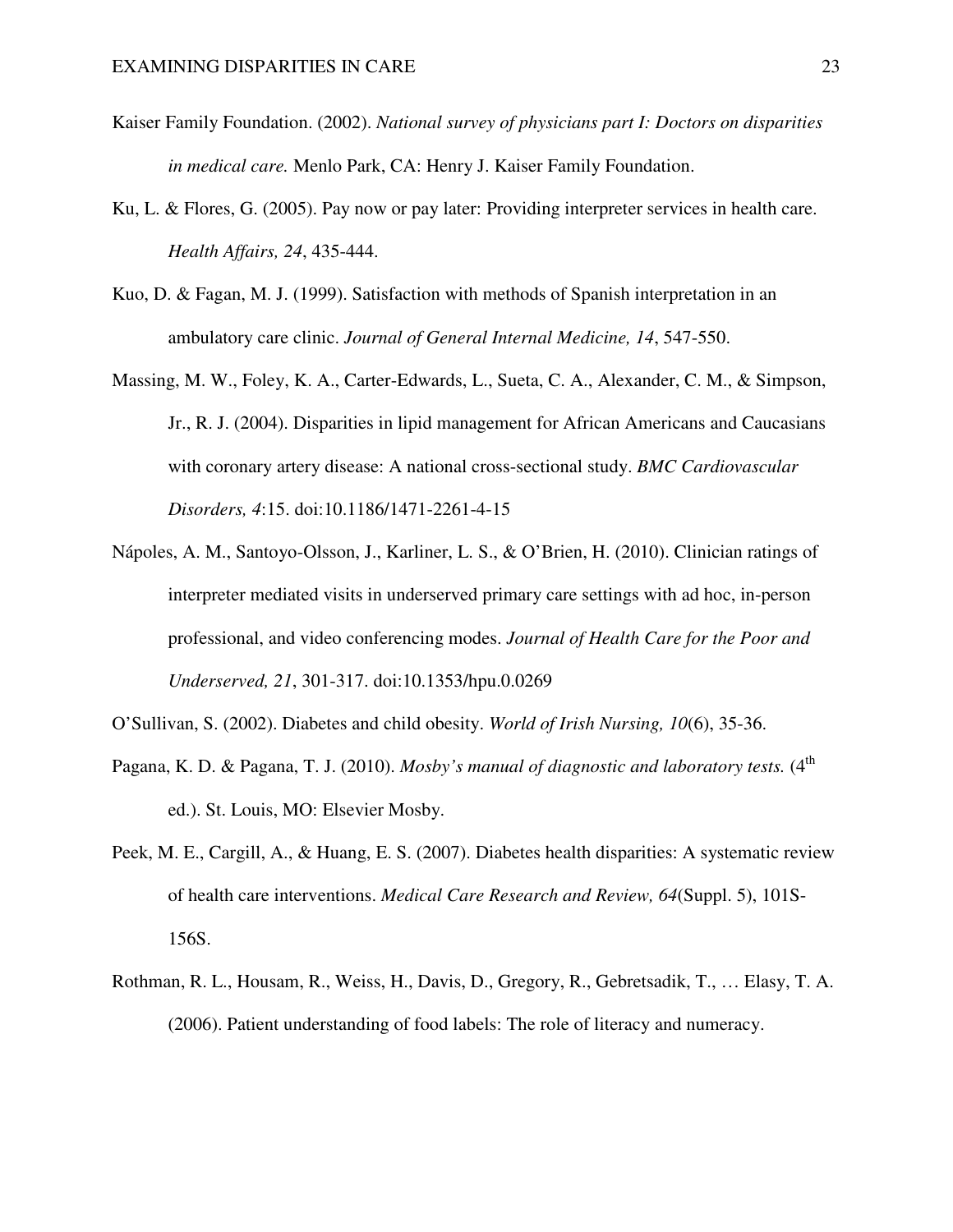Kaiser Family Foundation. (2002). *National survey of physicians part I: Doctors on disparities in medical care.* Menlo Park, CA: Henry J. Kaiser Family Foundation.

Ku, L. & Flores, G. (2005). Pay now or pay later: Providing interpreter services in health care. *Health Affairs, 24*, 435-444.

Kuo, D. & Fagan, M. J. (1999). Satisfaction with methods of Spanish interpretation in an ambulatory care clinic. *Journal of General Internal Medicine, 14*, 547-550.

Massing, M. W., Foley, K. A., Carter-Edwards, L., Sueta, C. A., Alexander, C. M., & Simpson, Jr., R. J. (2004). Disparities in lipid management for African Americans and Caucasians with coronary artery disease: A national cross-sectional study. *BMC Cardiovascular Disorders, 4*:15. doi:10.1186/1471-2261-4-15

Nápoles, A. M., Santoyo-Olsson, J., Karliner, L. S., & O'Brien, H. (2010). Clinician ratings of interpreter mediated visits in underserved primary care settings with ad hoc, in-person professional, and video conferencing modes. *Journal of Health Care for the Poor and Underserved, 21*, 301-317. doi:10.1353/hpu.0.0269

O'Sullivan, S. (2002). Diabetes and child obesity. *World of Irish Nursing, 10*(6), 35-36.

Pagana, K. D. & Pagana, T. J. (2010). *Mosby's manual of diagnostic and laboratory tests.* (4th ed.). St. Louis, MO: Elsevier Mosby.

Peek, M. E., Cargill, A., & Huang, E. S. (2007). Diabetes health disparities: A systematic review of health care interventions. *Medical Care Research and Review, 64*(Suppl. 5), 101S-156S.

Rothman, R. L., Housam, R., Weiss, H., Davis, D., Gregory, R., Gebretsadik, T., … Elasy, T. A. (2006). Patient understanding of food labels: The role of literacy and numeracy.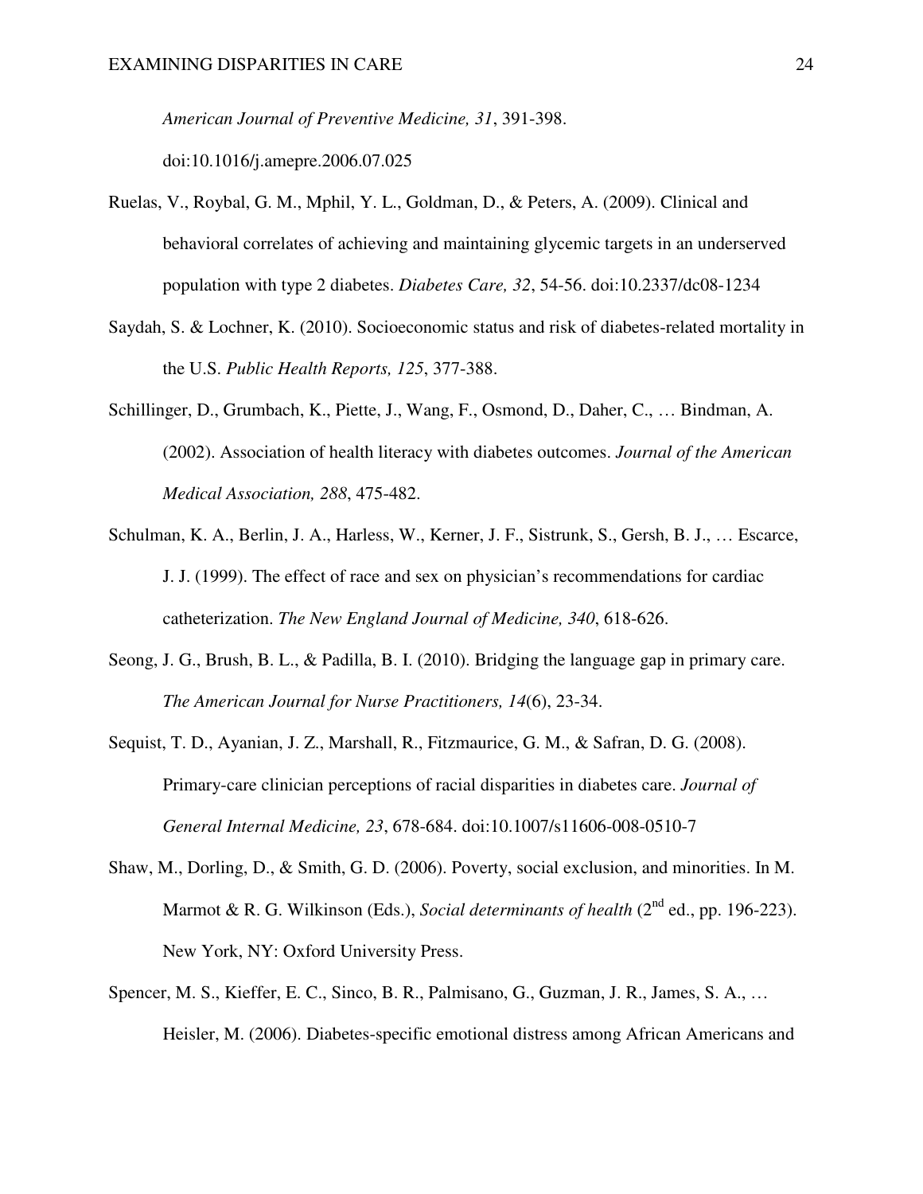*American Journal of Preventive Medicine, 31*, 391-398. doi:10.1016/j.amepre.2006.07.025

Ruelas, V., Roybal, G. M., Mphil, Y. L., Goldman, D., & Peters, A. (2009). Clinical and behavioral correlates of achieving and maintaining glycemic targets in an underserved population with type 2 diabetes. *Diabetes Care, 32*, 54-56. doi:10.2337/dc08-1234

Saydah, S. & Lochner, K. (2010). Socioeconomic status and risk of diabetes-related mortality in the U.S. *Public Health Reports, 125*, 377-388.

Schillinger, D., Grumbach, K., Piette, J., Wang, F., Osmond, D., Daher, C., … Bindman, A. (2002). Association of health literacy with diabetes outcomes. *Journal of the American Medical Association, 288*, 475-482.

Schulman, K. A., Berlin, J. A., Harless, W., Kerner, J. F., Sistrunk, S., Gersh, B. J., … Escarce, J. J. (1999). The effect of race and sex on physician's recommendations for cardiac catheterization. *The New England Journal of Medicine, 340*, 618-626.

Seong, J. G., Brush, B. L., & Padilla, B. I. (2010). Bridging the language gap in primary care. *The American Journal for Nurse Practitioners, 14*(6), 23-34.

Sequist, T. D., Ayanian, J. Z., Marshall, R., Fitzmaurice, G. M., & Safran, D. G. (2008). Primary-care clinician perceptions of racial disparities in diabetes care. *Journal of General Internal Medicine, 23*, 678-684. doi:10.1007/s11606-008-0510-7

Shaw, M., Dorling, D., & Smith, G. D. (2006). Poverty, social exclusion, and minorities. In M. Marmot & R. G. Wilkinson (Eds.), *Social determinants of health* (2nd ed., pp. 196-223). New York, NY: Oxford University Press.

Spencer, M. S., Kieffer, E. C., Sinco, B. R., Palmisano, G., Guzman, J. R., James, S. A., … Heisler, M. (2006). Diabetes-specific emotional distress among African Americans and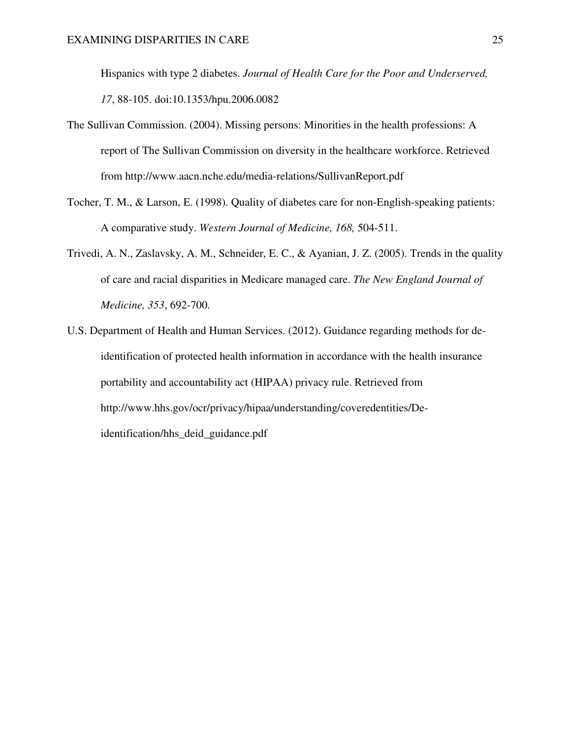Hispanics with type 2 diabetes. *Journal of Health Care for the Poor and Underserved, 17*, 88-105. doi:10.1353/hpu.2006.0082

The Sullivan Commission. (2004). Missing persons: Minorities in the health professions: A report of The Sullivan Commission on diversity in the healthcare workforce. Retrieved from http://www.aacn.nche.edu/media-relations/SullivanReport.pdf

Tocher, T. M., & Larson, E. (1998). Quality of diabetes care for non-English-speaking patients: A comparative study. *Western Journal of Medicine, 168,* 504-511.

Trivedi, A. N., Zaslavsky, A. M., Schneider, E. C., & Ayanian, J. Z. (2005). Trends in the quality of care and racial disparities in Medicare managed care. *The New England Journal of Medicine, 353*, 692-700.

U.S. Department of Health and Human Services. (2012). Guidance regarding methods for de-identification of protected health information in accordance with the health insurance portability and accountability act (HIPAA) privacy rule. Retrieved from http://www.hhs.gov/ocr/privacy/hipaa/understanding/coveredentities/De-identification/hhs_deid_guidance.pdf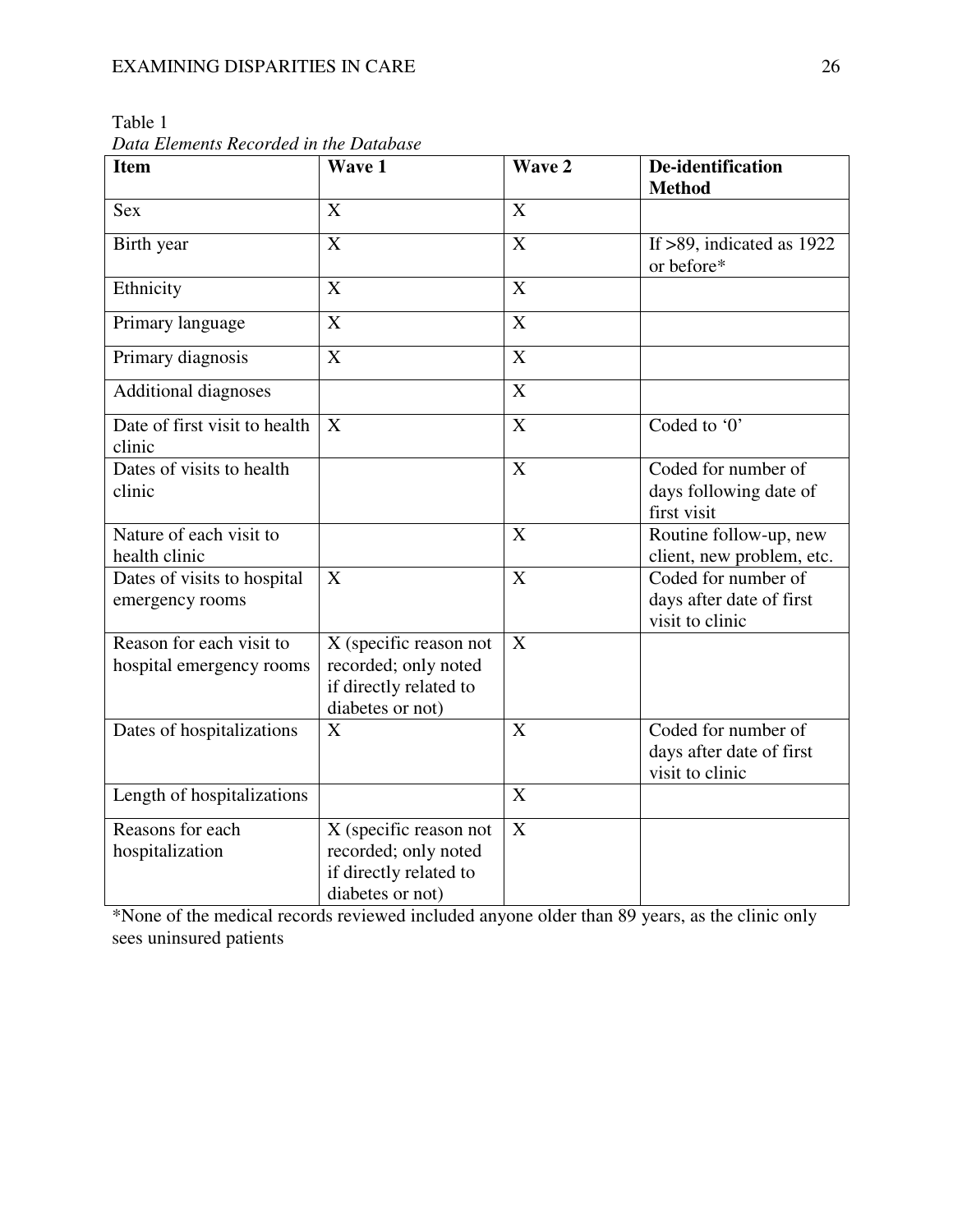Table 1
*Data Elements Recorded in the Database*

| **Item** | **Wave 1** | **Wave 2** | **De-identification Method** |
|---|---|---|---|
| Sex | X | X | |
| Birth year | X | X | If >89, indicated as 1922 or before* |
| Ethnicity | X | X | |
| Primary language | X | X | |
| Primary diagnosis | X | X | |
| Additional diagnoses | | X | |
| Date of first visit to health clinic | X | X | Coded to '0' |
| Dates of visits to health clinic | | X | Coded for number of days following date of first visit |
| Nature of each visit to health clinic | | X | Routine follow-up, new client, new problem, etc. |
| Dates of visits to hospital emergency rooms | X | X | Coded for number of days after date of first visit to clinic |
| Reason for each visit to hospital emergency rooms | X (specific reason not recorded; only noted if directly related to diabetes or not) | X | |
| Dates of hospitalizations | X | X | Coded for number of days after date of first visit to clinic |
| Length of hospitalizations | | X | |
| Reasons for each hospitalization | X (specific reason not recorded; only noted if directly related to diabetes or not) | X | |

*None of the medical records reviewed included anyone older than 89 years, as the clinic only sees uninsured patients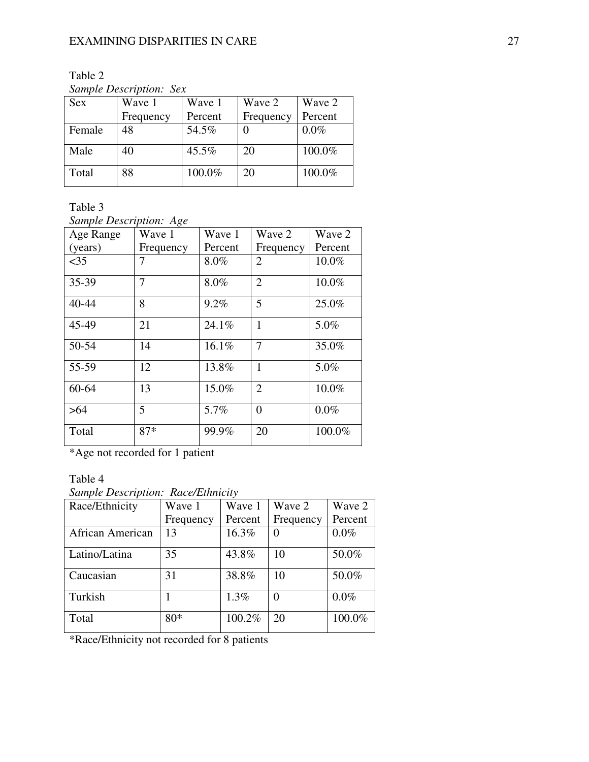Table 2

*Sample Description: Sex*

| Sex | Wave 1 Frequency | Wave 1 Percent | Wave 2 Frequency | Wave 2 Percent |
|---|---|---|---|---|
| Female | 48 | 54.5% | 0 | 0.0% |
| Male | 40 | 45.5% | 20 | 100.0% |
| Total | 88 | 100.0% | 20 | 100.0% |

Table 3

*Sample Description: Age*

| Age Range (years) | Wave 1 Frequency | Wave 1 Percent | Wave 2 Frequency | Wave 2 Percent |
|---|---|---|---|---|
| <35 | 7 | 8.0% | 2 | 10.0% |
| 35-39 | 7 | 8.0% | 2 | 10.0% |
| 40-44 | 8 | 9.2% | 5 | 25.0% |
| 45-49 | 21 | 24.1% | 1 | 5.0% |
| 50-54 | 14 | 16.1% | 7 | 35.0% |
| 55-59 | 12 | 13.8% | 1 | 5.0% |
| 60-64 | 13 | 15.0% | 2 | 10.0% |
| >64 | 5 | 5.7% | 0 | 0.0% |
| Total | 87* | 99.9% | 20 | 100.0% |

*Age not recorded for 1 patient

Table 4

*Sample Description: Race/Ethnicity*

| Race/Ethnicity | Wave 1 Frequency | Wave 1 Percent | Wave 2 Frequency | Wave 2 Percent |
|---|---|---|---|---|
| African American | 13 | 16.3% | 0 | 0.0% |
| Latino/Latina | 35 | 43.8% | 10 | 50.0% |
| Caucasian | 31 | 38.8% | 10 | 50.0% |
| Turkish | 1 | 1.3% | 0 | 0.0% |
| Total | 80* | 100.2% | 20 | 100.0% |

*Race/Ethnicity not recorded for 8 patients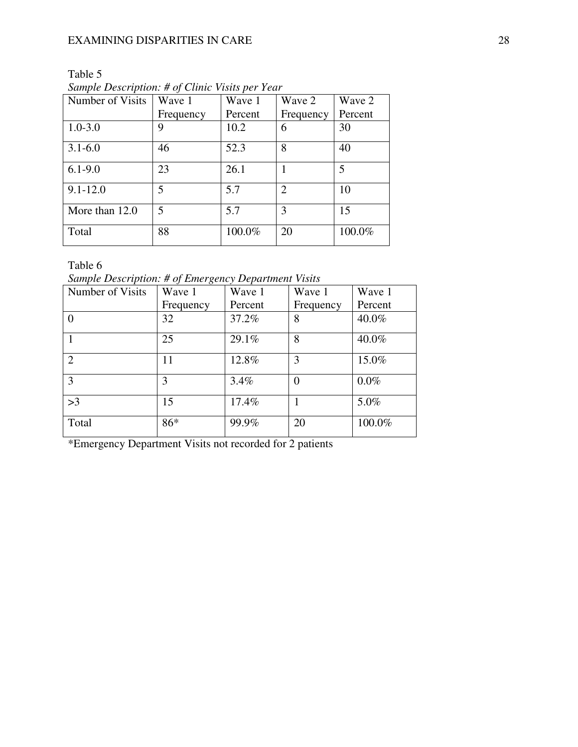Table 5

*Sample Description: # of Clinic Visits per Year*

| Number of Visits | Wave 1 Frequency | Wave 1 Percent | Wave 2 Frequency | Wave 2 Percent |
|---|---|---|---|---|
| 1.0-3.0 | 9 | 10.2 | 6 | 30 |
| 3.1-6.0 | 46 | 52.3 | 8 | 40 |
| 6.1-9.0 | 23 | 26.1 | 1 | 5 |
| 9.1-12.0 | 5 | 5.7 | 2 | 10 |
| More than 12.0 | 5 | 5.7 | 3 | 15 |
| Total | 88 | 100.0% | 20 | 100.0% |

Table 6

*Sample Description: # of Emergency Department Visits*

| Number of Visits | Wave 1 Frequency | Wave 1 Percent | Wave 1 Frequency | Wave 1 Percent |
|---|---|---|---|---|
| 0 | 32 | 37.2% | 8 | 40.0% |
| 1 | 25 | 29.1% | 8 | 40.0% |
| 2 | 11 | 12.8% | 3 | 15.0% |
| 3 | 3 | 3.4% | 0 | 0.0% |
| >3 | 15 | 17.4% | 1 | 5.0% |
| Total | 86* | 99.9% | 20 | 100.0% |

*Emergency Department Visits not recorded for 2 patients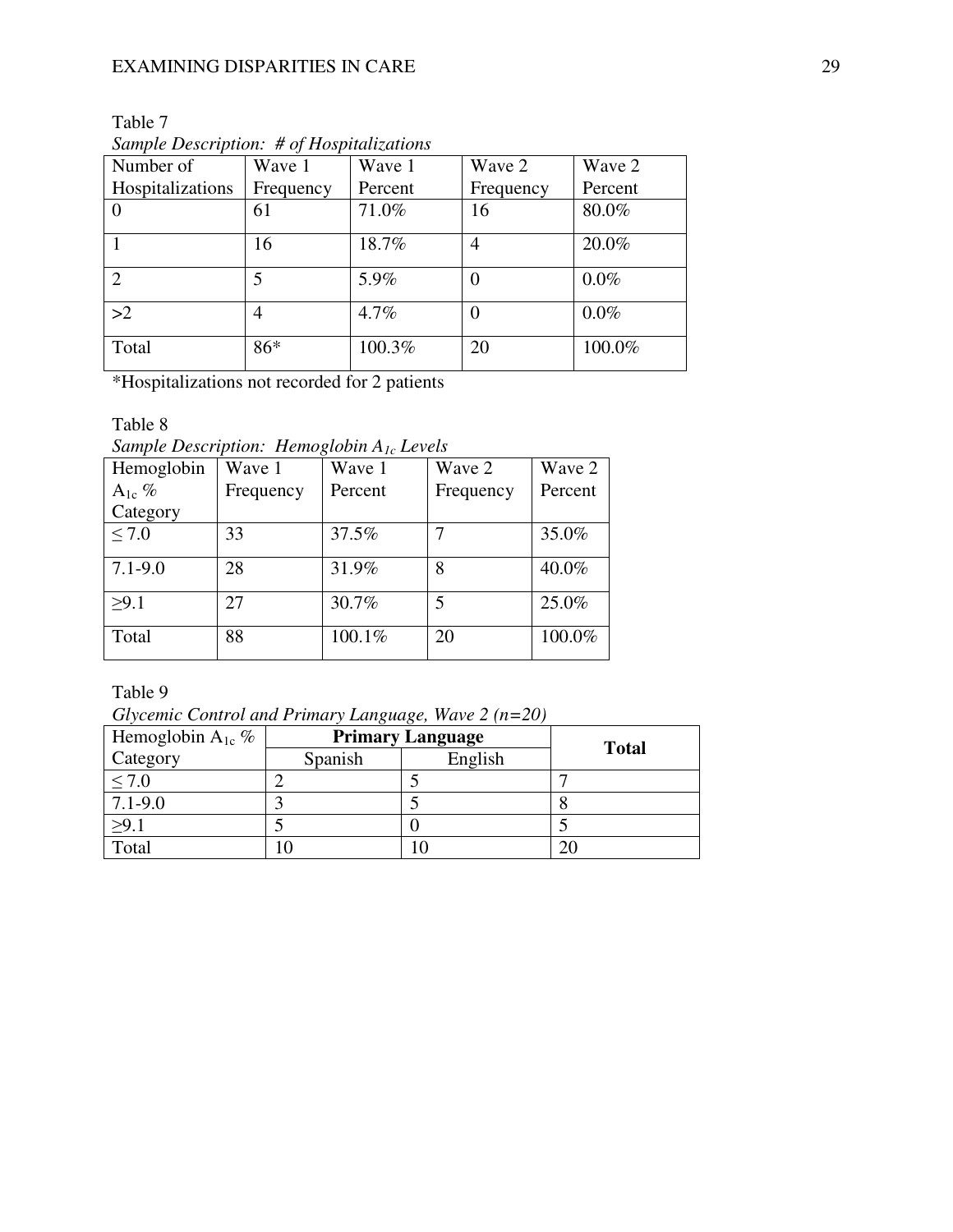Table 7

*Sample Description: # of Hospitalizations*

| Number of Hospitalizations | Wave 1 Frequency | Wave 1 Percent | Wave 2 Frequency | Wave 2 Percent |
|---|---|---|---|---|
| 0 | 61 | 71.0% | 16 | 80.0% |
| 1 | 16 | 18.7% | 4 | 20.0% |
| 2 | 5 | 5.9% | 0 | 0.0% |
| >2 | 4 | 4.7% | 0 | 0.0% |
| Total | 86* | 100.3% | 20 | 100.0% |

*Hospitalizations not recorded for 2 patients

Table 8

*Sample Description: Hemoglobin $A_{1c}$ Levels*

| Hemoglobin $A_{1c}$ % Category | Wave 1 Frequency | Wave 1 Percent | Wave 2 Frequency | Wave 2 Percent |
|---|---|---|---|---|
| ≤ 7.0 | 33 | 37.5% | 7 | 35.0% |
| 7.1-9.0 | 28 | 31.9% | 8 | 40.0% |
| ≥9.1 | 27 | 30.7% | 5 | 25.0% |
| Total | 88 | 100.1% | 20 | 100.0% |

Table 9

*Glycemic Control and Primary Language, Wave 2 (n=20)*

| Hemoglobin $A_{1c}$ % Category | **Primary Language** | | **Total** |
|---|---|---|---|
| | Spanish | English | |
| ≤ 7.0 | 2 | 5 | 7 |
| 7.1-9.0 | 3 | 5 | 8 |
| ≥9.1 | 5 | 0 | 5 |
| Total | 10 | 10 | 20 |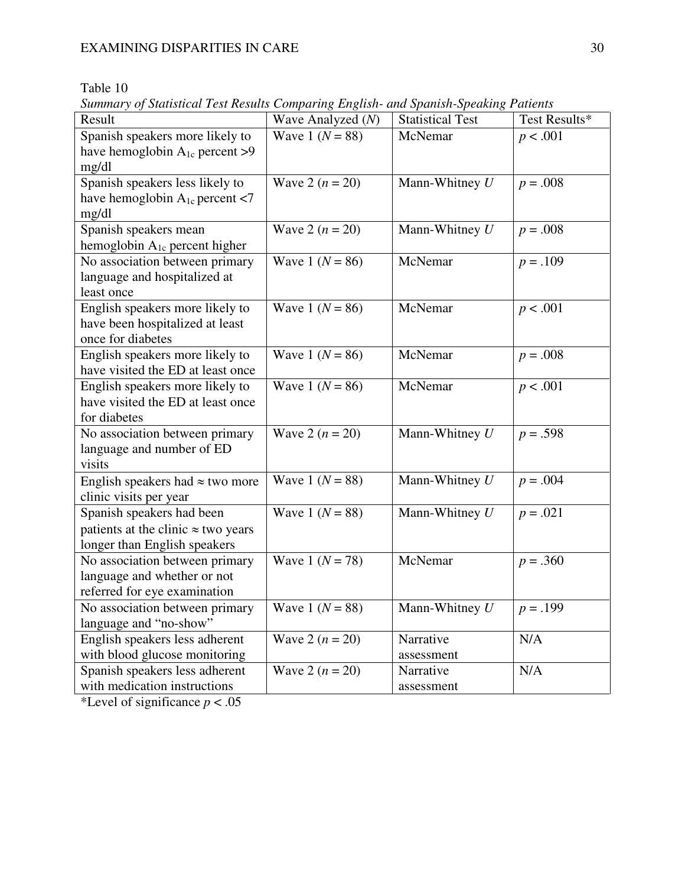Table 10

*Summary of Statistical Test Results Comparing English- and Spanish-Speaking Patients*

| Result | Wave Analyzed ($N$) | Statistical Test | Test Results* |
|---|---|---|---|
| Spanish speakers more likely to have hemoglobin $A_{1c}$ percent >9 mg/dl | Wave 1 ($N = 88$) | McNemar | $p < .001$ |
| Spanish speakers less likely to have hemoglobin $A_{1c}$ percent <7 mg/dl | Wave 2 ($n = 20$) | Mann-Whitney $U$ | $p = .008$ |
| Spanish speakers mean hemoglobin $A_{1c}$ percent higher | Wave 2 ($n = 20$) | Mann-Whitney $U$ | $p = .008$ |
| No association between primary language and hospitalized at least once | Wave 1 ($N = 86$) | McNemar | $p = .109$ |
| English speakers more likely to have been hospitalized at least once for diabetes | Wave 1 ($N = 86$) | McNemar | $p < .001$ |
| English speakers more likely to have visited the ED at least once | Wave 1 ($N = 86$) | McNemar | $p = .008$ |
| English speakers more likely to have visited the ED at least once for diabetes | Wave 1 ($N = 86$) | McNemar | $p < .001$ |
| No association between primary language and number of ED visits | Wave 2 ($n = 20$) | Mann-Whitney $U$ | $p = .598$ |
| English speakers had ≈ two more clinic visits per year | Wave 1 ($N = 88$) | Mann-Whitney $U$ | $p = .004$ |
| Spanish speakers had been patients at the clinic ≈ two years longer than English speakers | Wave 1 ($N = 88$) | Mann-Whitney $U$ | $p = .021$ |
| No association between primary language and whether or not referred for eye examination | Wave 1 ($N = 78$) | McNemar | $p = .360$ |
| No association between primary language and "no-show" | Wave 1 ($N = 88$) | Mann-Whitney $U$ | $p = .199$ |
| English speakers less adherent with blood glucose monitoring | Wave 2 ($n = 20$) | Narrative assessment | N/A |
| Spanish speakers less adherent with medication instructions | Wave 2 ($n = 20$) | Narrative assessment | N/A |

*Level of significance $p < .05$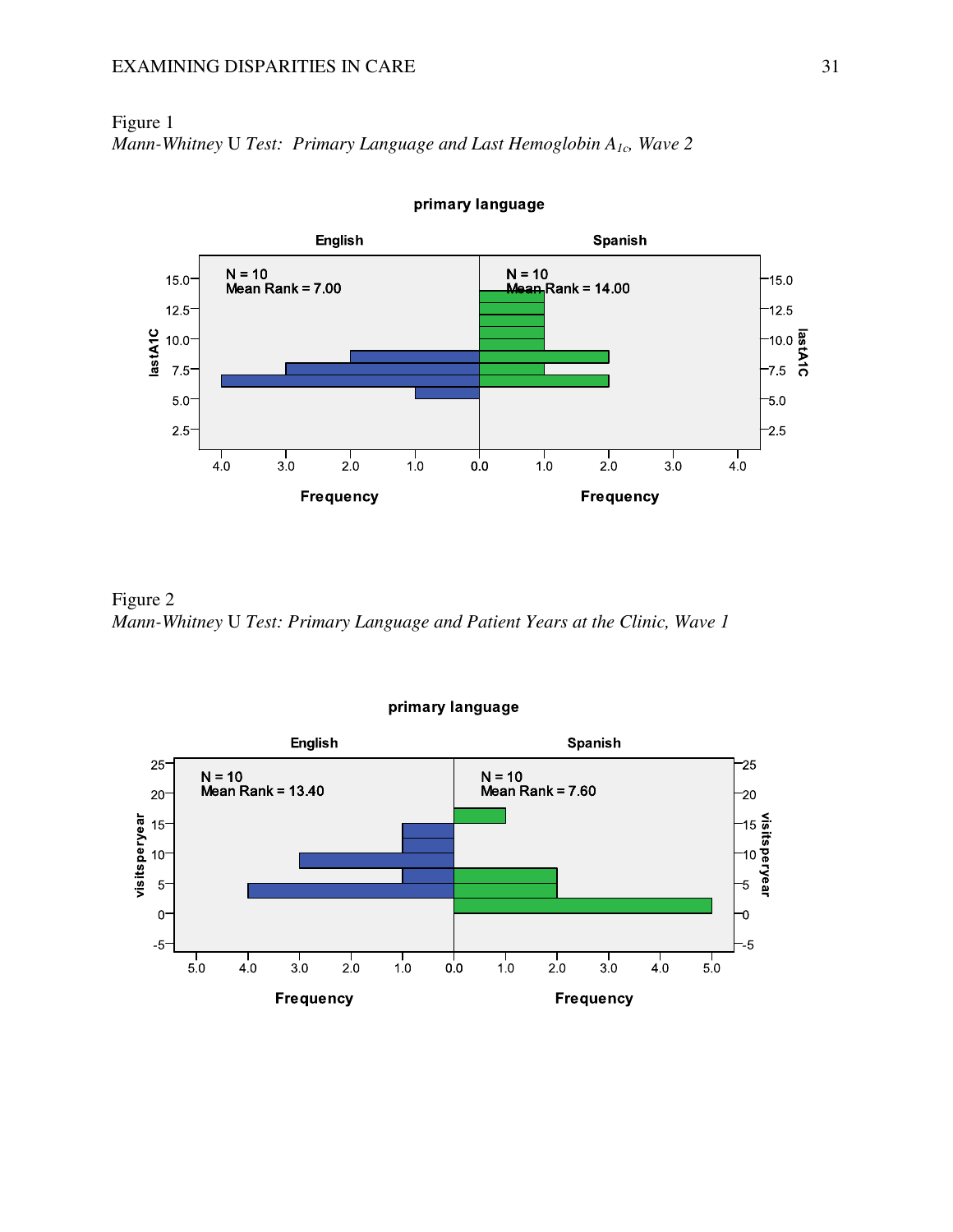Figure 1

*Mann-Whitney* U *Test: Primary Language and Last Hemoglobin* $A_{1c}$*, Wave 2*

primary language

English: N = 10, Mean Rank = 7.00

Spanish: N = 10, Mean Rank = 14.00

Figure 2

*Mann-Whitney* U *Test: Primary Language and Patient Years at the Clinic, Wave 1*

primary language

English: N = 10, Mean Rank = 13.40

Spanish: N = 10, Mean Rank = 7.60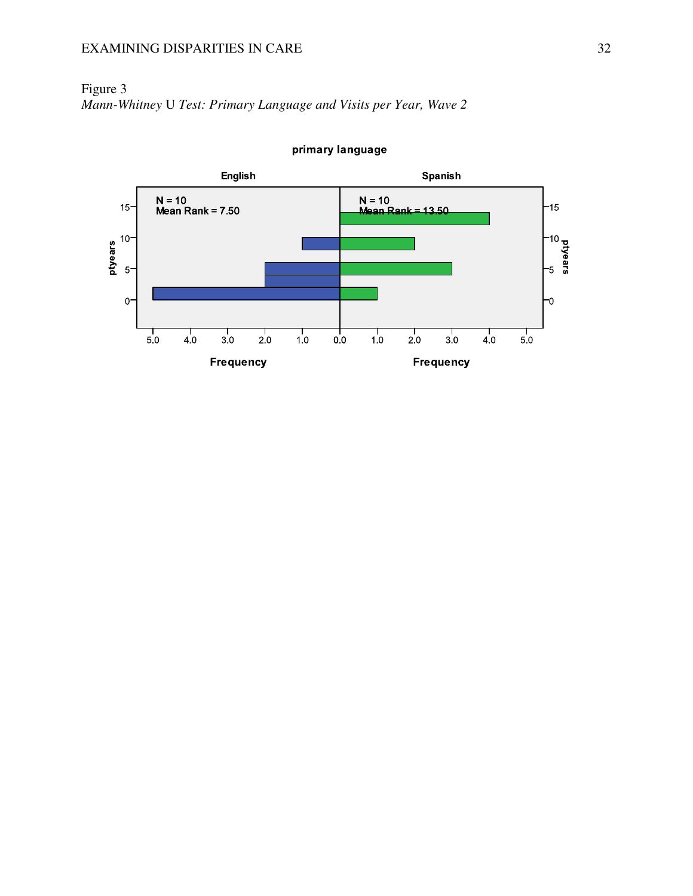Figure 3

*Mann-Whitney* U *Test: Primary Language and Visits per Year, Wave 2*

primary language

English

Spanish

N = 10
Mean Rank = 7.50

N = 10
Mean Rank = 13.50

ptyears

15
10
5
0

5.0 4.0 3.0 2.0 1.0 0.0 1.0 2.0 3.0 4.0 5.0

Frequency

Frequency